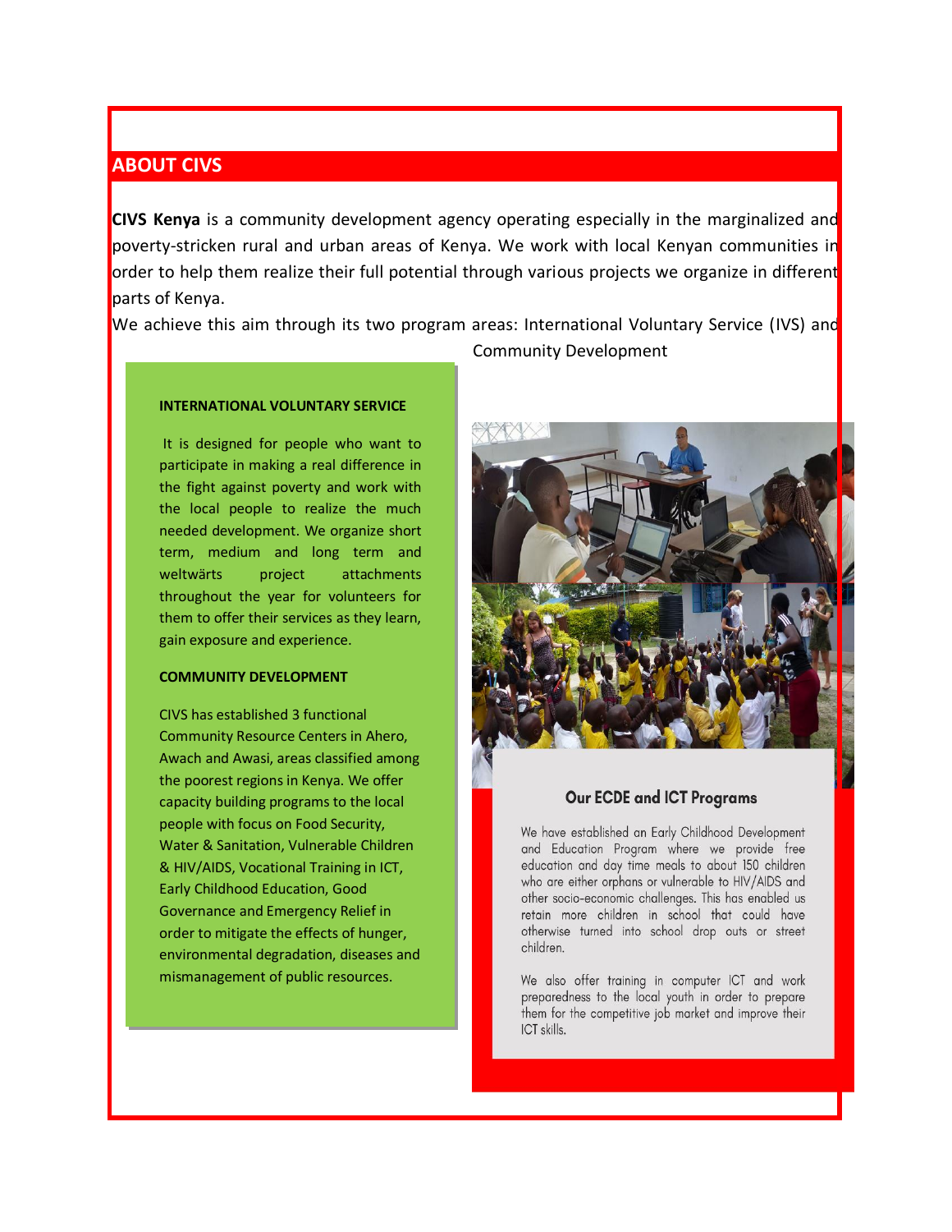## ABOUT CIVS

**CIVS Kenya** is a community development agency operating especially in the marginalized and poverty-stricken rural and urban areas of Kenya. We work with local Kenyan communities in order to help them realize their full potential through various projects we organize in different parts of Kenya.

We achieve this aim through its two program areas: International Voluntary Service (IVS) and Community Development

**INTERNATIONAL VOLUNTARY SERVICE**

It is designed for people who want to participate in making a real difference in the fight against poverty and work with the local people to realize the much needed development. We organize short term, medium and long term and weltwärts project attachments throughout the year for volunteers for them to offer their services as they learn, gain exposure and experience.

**COMMUNITY DEVELOPMENT**

CIVS has established 3 functional Community Resource Centers in Ahero, Awach and Awasi, areas classified among the poorest regions in Kenya. We offer capacity building programs to the local people with focus on Food Security, Water & Sanitation, Vulnerable Children & HIV/AIDS, Vocational Training in ICT, Early Childhood Education, Good Governance and Emergency Relief in order to mitigate the effects of hunger, environmental degradation, diseases and mismanagement of public resources.

### Our ECDE and ICT Programs

We have established an Early Childhood Development and Education Program where we provide free education and day time meals to about 150 children who are either orphans or vulnerable to HIV/AIDS and other socio-economic challenges. This has enabled us retain more children in school that could have otherwise turned into school drop outs or street children.

We also offer training in computer ICT and work preparedness to the local youth in order to prepare them for the competitive job market and improve their ICT skills.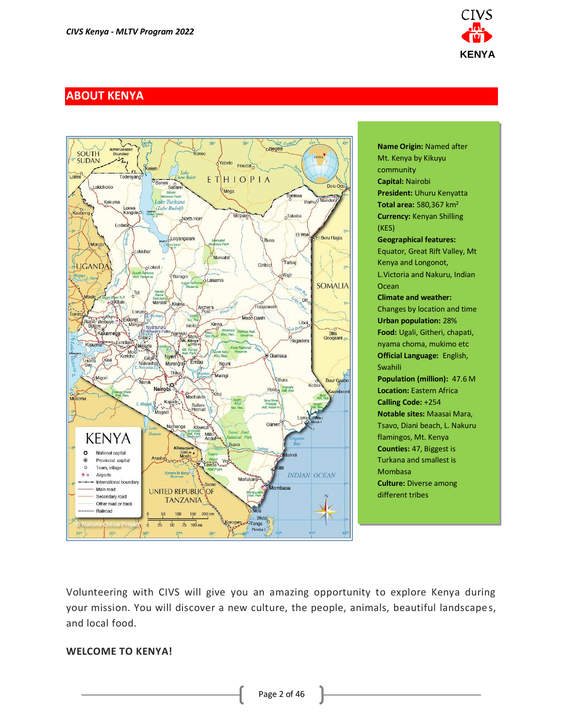## ABOUT KENYA

**Name Origin:** Named after Mt. Kenya by Kikuyu community
**Capital:** Nairobi
**President:** Uhuru Kenyatta
**Total area:** 580,367 km²
**Currency:** Kenyan Shilling (KES)
**Geographical features:** Equator, Great Rift Valley, Mt Kenya and Longonot, L.Victoria and Nakuru, Indian Ocean
**Climate and weather:** Changes by location and time
**Urban population:** 28%
**Food:** Ugali, Githeri, chapati, nyama choma, mukimo etc
**Official Language:** English, Swahili
**Population (million):** 47.6 M
**Location:** Eastern Africa
**Calling Code:** +254
**Notable sites:** Maasai Mara, Tsavo, Diani beach, L. Nakuru flamingos, Mt. Kenya
**Counties:** 47, Biggest is Turkana and smallest is Mombasa
**Culture:** Diverse among different tribes

Volunteering with CIVS will give you an amazing opportunity to explore Kenya during your mission. You will discover a new culture, the people, animals, beautiful landscapes, and local food.

**WELCOME TO KENYA!**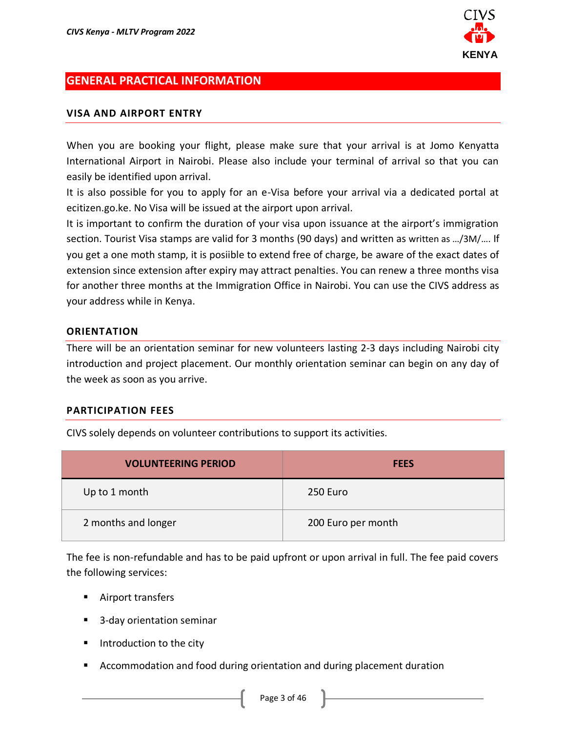## GENERAL PRACTICAL INFORMATION

### VISA AND AIRPORT ENTRY

When you are booking your flight, please make sure that your arrival is at Jomo Kenyatta International Airport in Nairobi. Please also include your terminal of arrival so that you can easily be identified upon arrival.

It is also possible for you to apply for an e-Visa before your arrival via a dedicated portal at ecitizen.go.ke. No Visa will be issued at the airport upon arrival.

It is important to confirm the duration of your visa upon issuance at the airport's immigration section. Tourist Visa stamps are valid for 3 months (90 days) and written as written as …/3M/…. If you get a one moth stamp, it is posiible to extend free of charge, be aware of the exact dates of extension since extension after expiry may attract penalties. You can renew a three months visa for another three months at the Immigration Office in Nairobi. You can use the CIVS address as your address while in Kenya.

### ORIENTATION

There will be an orientation seminar for new volunteers lasting 2-3 days including Nairobi city introduction and project placement. Our monthly orientation seminar can begin on any day of the week as soon as you arrive.

### PARTICIPATION FEES

CIVS solely depends on volunteer contributions to support its activities.

| VOLUNTEERING PERIOD | FEES |
|---|---|
| Up to 1 month | 250 Euro |
| 2 months and longer | 200 Euro per month |

The fee is non-refundable and has to be paid upfront or upon arrival in full. The fee paid covers the following services:

- Airport transfers
- 3-day orientation seminar
- Introduction to the city
- Accommodation and food during orientation and during placement duration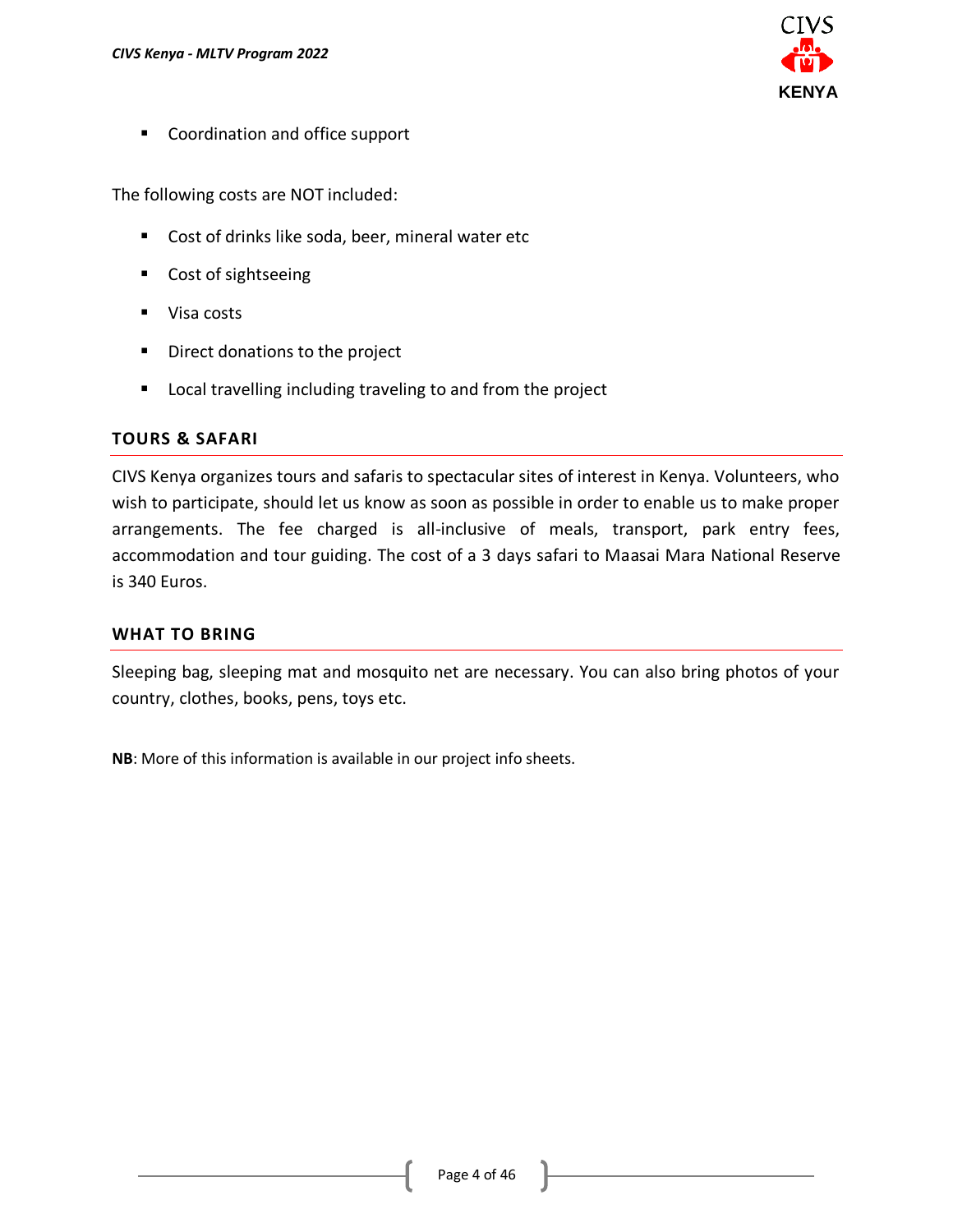- Coordination and office support

The following costs are NOT included:

- Cost of drinks like soda, beer, mineral water etc
- Cost of sightseeing
- Visa costs
- Direct donations to the project
- Local travelling including traveling to and from the project

## TOURS & SAFARI

CIVS Kenya organizes tours and safaris to spectacular sites of interest in Kenya. Volunteers, who wish to participate, should let us know as soon as possible in order to enable us to make proper arrangements. The fee charged is all-inclusive of meals, transport, park entry fees, accommodation and tour guiding. The cost of a 3 days safari to Maasai Mara National Reserve is 340 Euros.

## WHAT TO BRING

Sleeping bag, sleeping mat and mosquito net are necessary. You can also bring photos of your country, clothes, books, pens, toys etc.

**NB**: More of this information is available in our project info sheets.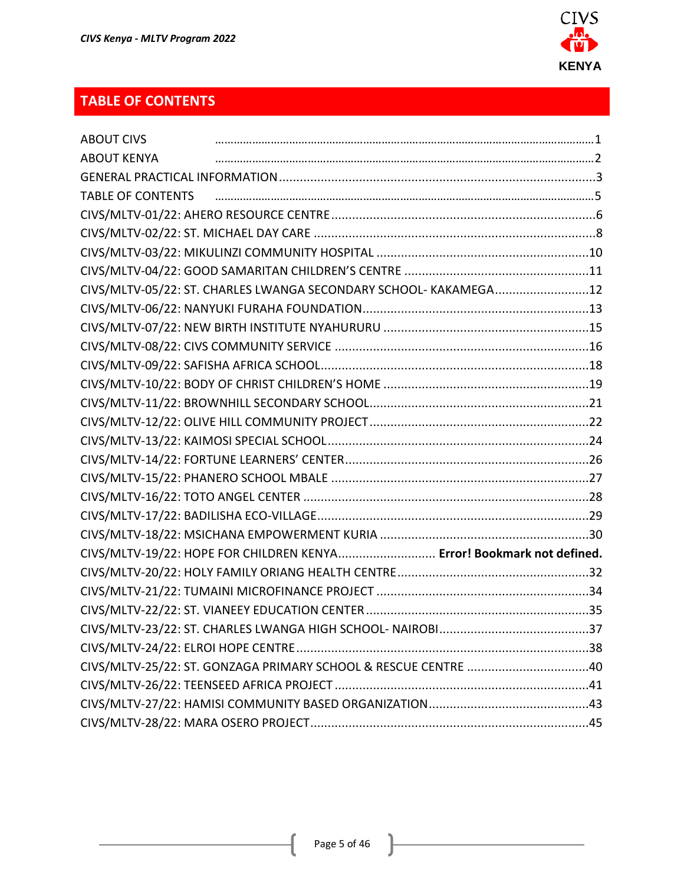## TABLE OF CONTENTS

ABOUT CIVS ........................................................................................................................1
ABOUT KENYA ........................................................................................................................2
GENERAL PRACTICAL INFORMATION ........................................................................................3
TABLE OF CONTENTS ........................................................................................................................5
CIVS/MLTV-01/22: AHERO RESOURCE CENTRE ........................................................................6
CIVS/MLTV-02/22: ST. MICHAEL DAY CARE ........................................................................8
CIVS/MLTV-03/22: MIKULINZI COMMUNITY HOSPITAL ........................................................10
CIVS/MLTV-04/22: GOOD SAMARITAN CHILDREN'S CENTRE ................................................11
CIVS/MLTV-05/22: ST. CHARLES LWANGA SECONDARY SCHOOL- KAKAMEGA ........................12
CIVS/MLTV-06/22: NANYUKI FURAHA FOUNDATION ........................................................13
CIVS/MLTV-07/22: NEW BIRTH INSTITUTE NYAHURURU ........................................................15
CIVS/MLTV-08/22: CIVS COMMUNITY SERVICE ........................................................................16
CIVS/MLTV-09/22: SAFISHA AFRICA SCHOOL ........................................................................18
CIVS/MLTV-10/22: BODY OF CHRIST CHILDREN'S HOME ........................................................19
CIVS/MLTV-11/22: BROWNHILL SECONDARY SCHOOL ........................................................21
CIVS/MLTV-12/22: OLIVE HILL COMMUNITY PROJECT ........................................................22
CIVS/MLTV-13/22: KAIMOSI SPECIAL SCHOOL ........................................................................24
CIVS/MLTV-14/22: FORTUNE LEARNERS' CENTER ........................................................................26
CIVS/MLTV-15/22: PHANERO SCHOOL MBALE ........................................................................27
CIVS/MLTV-16/22: TOTO ANGEL CENTER ........................................................................28
CIVS/MLTV-17/22: BADILISHA ECO-VILLAGE ........................................................................29
CIVS/MLTV-18/22: MSICHANA EMPOWERMENT KURIA ........................................................30
CIVS/MLTV-19/22: HOPE FOR CHILDREN KENYA ........................ **Error! Bookmark not defined.**
CIVS/MLTV-20/22: HOLY FAMILY ORIANG HEALTH CENTRE ................................................32
CIVS/MLTV-21/22: TUMAINI MICROFINANCE PROJECT ........................................................34
CIVS/MLTV-22/22: ST. VIANEEY EDUCATION CENTER ........................................................35
CIVS/MLTV-23/22: ST. CHARLES LWANGA HIGH SCHOOL- NAIROBI ........................................37
CIVS/MLTV-24/22: ELROI HOPE CENTRE ........................................................................38
CIVS/MLTV-25/22: ST. GONZAGA PRIMARY SCHOOL & RESCUE CENTRE ................................40
CIVS/MLTV-26/22: TEENSEED AFRICA PROJECT ........................................................................41
CIVS/MLTV-27/22: HAMISI COMMUNITY BASED ORGANIZATION ........................................43
CIVS/MLTV-28/22: MARA OSERO PROJECT ........................................................................45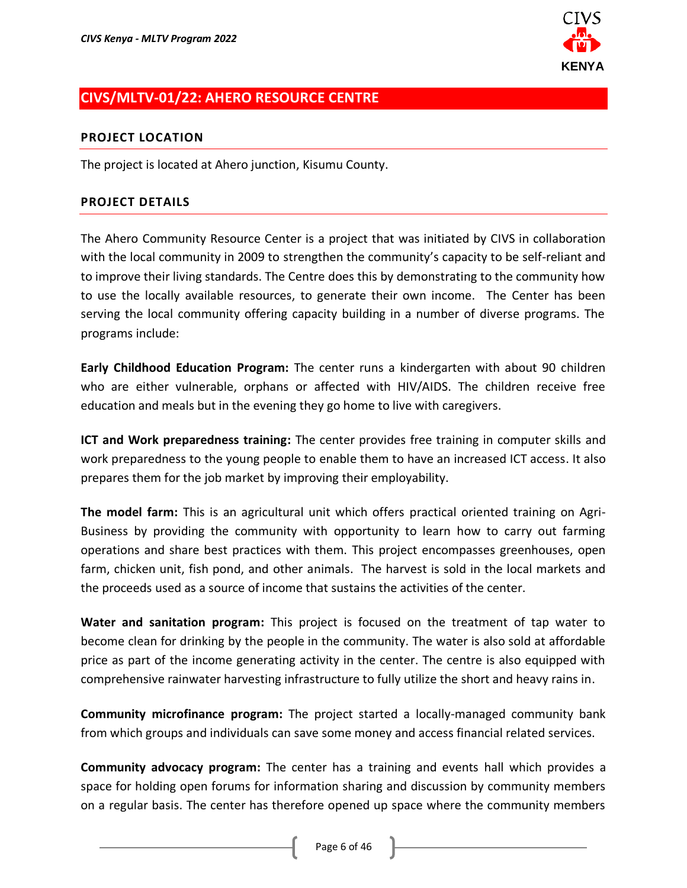## CIVS/MLTV-01/22: AHERO RESOURCE CENTRE

### PROJECT LOCATION

The project is located at Ahero junction, Kisumu County.

### PROJECT DETAILS

The Ahero Community Resource Center is a project that was initiated by CIVS in collaboration with the local community in 2009 to strengthen the community's capacity to be self-reliant and to improve their living standards. The Centre does this by demonstrating to the community how to use the locally available resources, to generate their own income. The Center has been serving the local community offering capacity building in a number of diverse programs. The programs include:

**Early Childhood Education Program:** The center runs a kindergarten with about 90 children who are either vulnerable, orphans or affected with HIV/AIDS. The children receive free education and meals but in the evening they go home to live with caregivers.

**ICT and Work preparedness training:** The center provides free training in computer skills and work preparedness to the young people to enable them to have an increased ICT access. It also prepares them for the job market by improving their employability.

**The model farm:** This is an agricultural unit which offers practical oriented training on Agri-Business by providing the community with opportunity to learn how to carry out farming operations and share best practices with them. This project encompasses greenhouses, open farm, chicken unit, fish pond, and other animals. The harvest is sold in the local markets and the proceeds used as a source of income that sustains the activities of the center.

**Water and sanitation program:** This project is focused on the treatment of tap water to become clean for drinking by the people in the community. The water is also sold at affordable price as part of the income generating activity in the center. The centre is also equipped with comprehensive rainwater harvesting infrastructure to fully utilize the short and heavy rains in.

**Community microfinance program:** The project started a locally-managed community bank from which groups and individuals can save some money and access financial related services.

**Community advocacy program:** The center has a training and events hall which provides a space for holding open forums for information sharing and discussion by community members on a regular basis. The center has therefore opened up space where the community members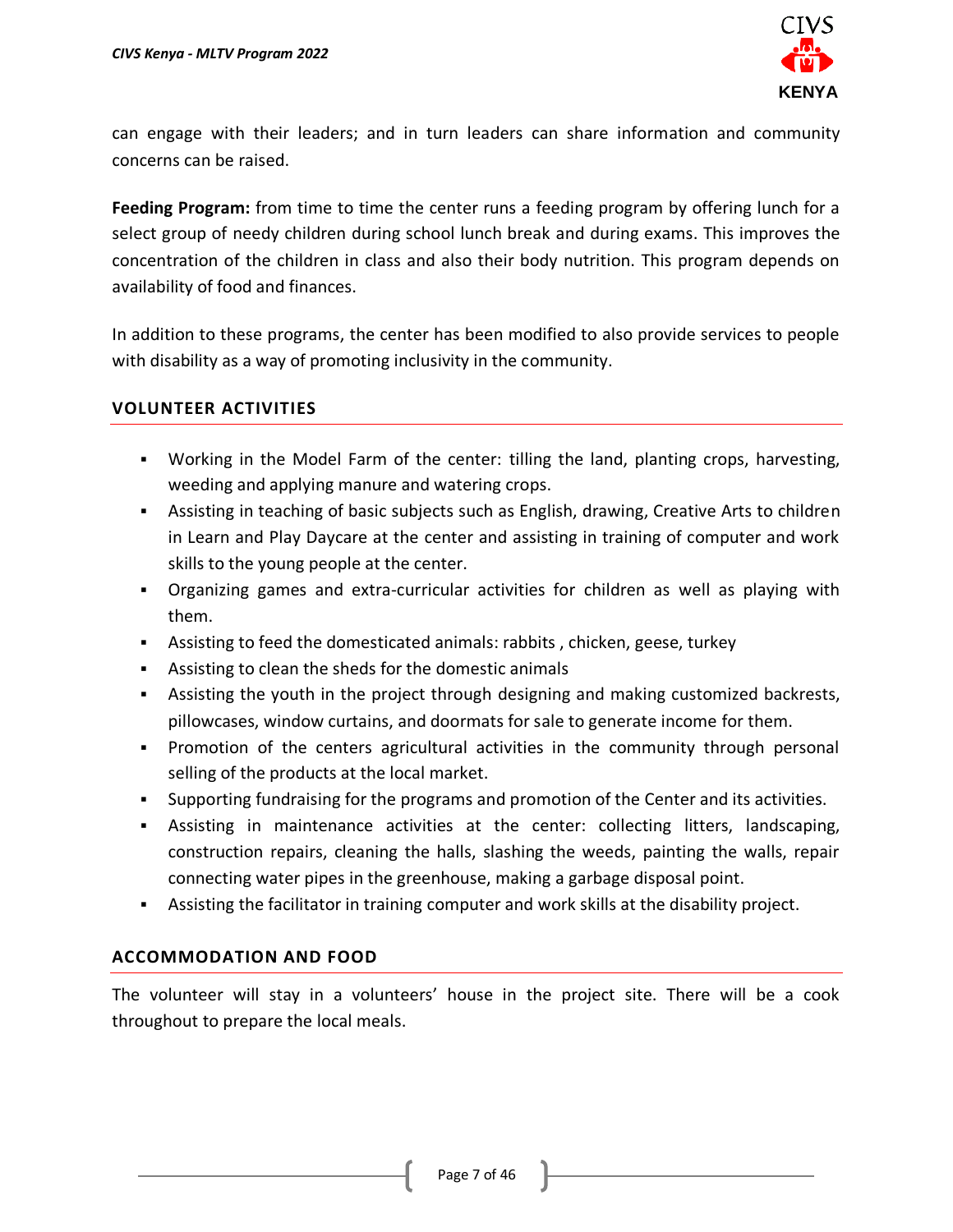can engage with their leaders; and in turn leaders can share information and community concerns can be raised.

**Feeding Program:** from time to time the center runs a feeding program by offering lunch for a select group of needy children during school lunch break and during exams. This improves the concentration of the children in class and also their body nutrition. This program depends on availability of food and finances.

In addition to these programs, the center has been modified to also provide services to people with disability as a way of promoting inclusivity in the community.

## VOLUNTEER ACTIVITIES

- Working in the Model Farm of the center: tilling the land, planting crops, harvesting, weeding and applying manure and watering crops.
- Assisting in teaching of basic subjects such as English, drawing, Creative Arts to children in Learn and Play Daycare at the center and assisting in training of computer and work skills to the young people at the center.
- Organizing games and extra-curricular activities for children as well as playing with them.
- Assisting to feed the domesticated animals: rabbits , chicken, geese, turkey
- Assisting to clean the sheds for the domestic animals
- Assisting the youth in the project through designing and making customized backrests, pillowcases, window curtains, and doormats for sale to generate income for them.
- Promotion of the centers agricultural activities in the community through personal selling of the products at the local market.
- Supporting fundraising for the programs and promotion of the Center and its activities.
- Assisting in maintenance activities at the center: collecting litters, landscaping, construction repairs, cleaning the halls, slashing the weeds, painting the walls, repair connecting water pipes in the greenhouse, making a garbage disposal point.
- Assisting the facilitator in training computer and work skills at the disability project.

## ACCOMMODATION AND FOOD

The volunteer will stay in a volunteers' house in the project site. There will be a cook throughout to prepare the local meals.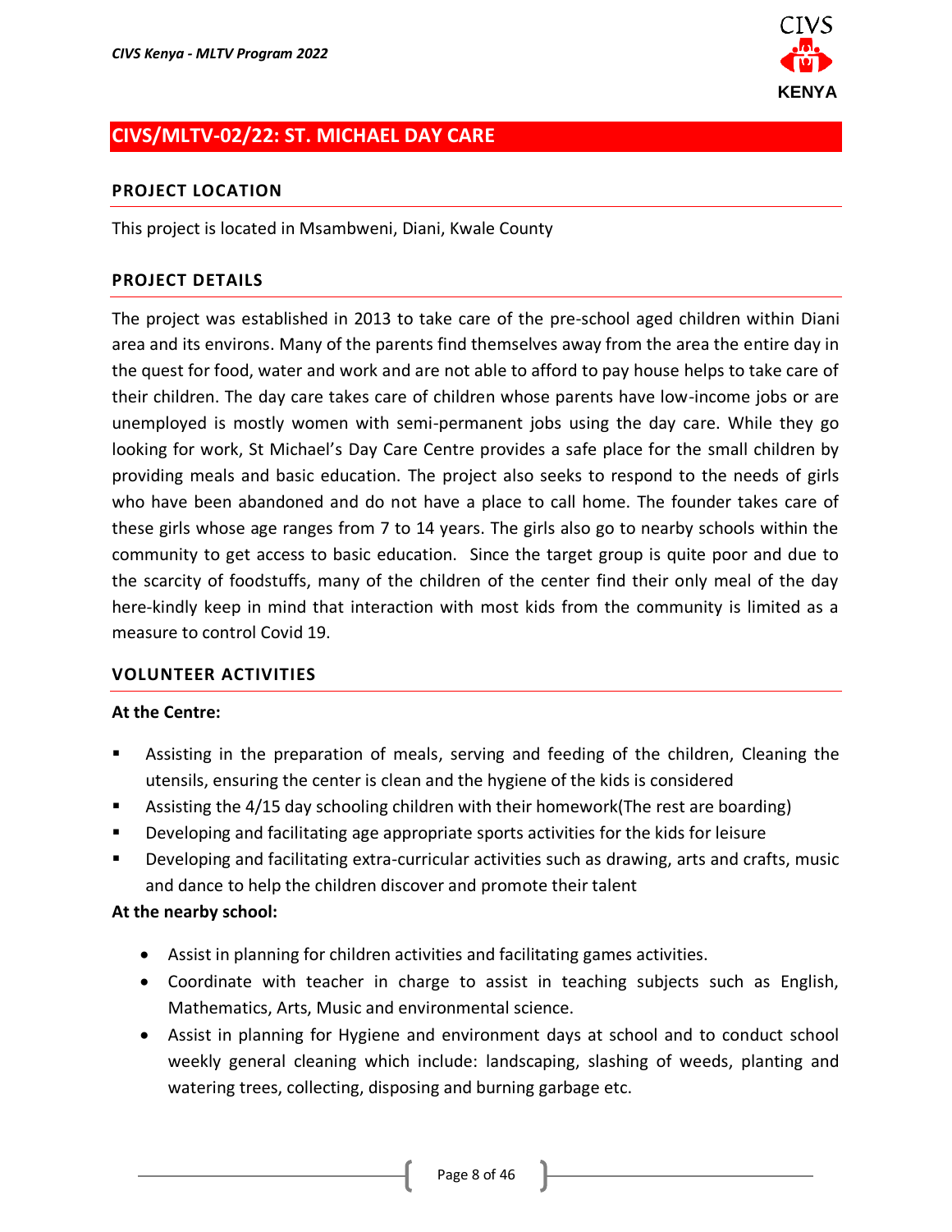## CIVS/MLTV-02/22: ST. MICHAEL DAY CARE

### PROJECT LOCATION

This project is located in Msambweni, Diani, Kwale County

### PROJECT DETAILS

The project was established in 2013 to take care of the pre-school aged children within Diani area and its environs. Many of the parents find themselves away from the area the entire day in the quest for food, water and work and are not able to afford to pay house helps to take care of their children. The day care takes care of children whose parents have low-income jobs or are unemployed is mostly women with semi-permanent jobs using the day care. While they go looking for work, St Michael's Day Care Centre provides a safe place for the small children by providing meals and basic education. The project also seeks to respond to the needs of girls who have been abandoned and do not have a place to call home. The founder takes care of these girls whose age ranges from 7 to 14 years. The girls also go to nearby schools within the community to get access to basic education. Since the target group is quite poor and due to the scarcity of foodstuffs, many of the children of the center find their only meal of the day here-kindly keep in mind that interaction with most kids from the community is limited as a measure to control Covid 19.

### VOLUNTEER ACTIVITIES

**At the Centre:**

- Assisting in the preparation of meals, serving and feeding of the children, Cleaning the utensils, ensuring the center is clean and the hygiene of the kids is considered
- Assisting the 4/15 day schooling children with their homework(The rest are boarding)
- Developing and facilitating age appropriate sports activities for the kids for leisure
- Developing and facilitating extra-curricular activities such as drawing, arts and crafts, music and dance to help the children discover and promote their talent

**At the nearby school:**

- Assist in planning for children activities and facilitating games activities.
- Coordinate with teacher in charge to assist in teaching subjects such as English, Mathematics, Arts, Music and environmental science.
- Assist in planning for Hygiene and environment days at school and to conduct school weekly general cleaning which include: landscaping, slashing of weeds, planting and watering trees, collecting, disposing and burning garbage etc.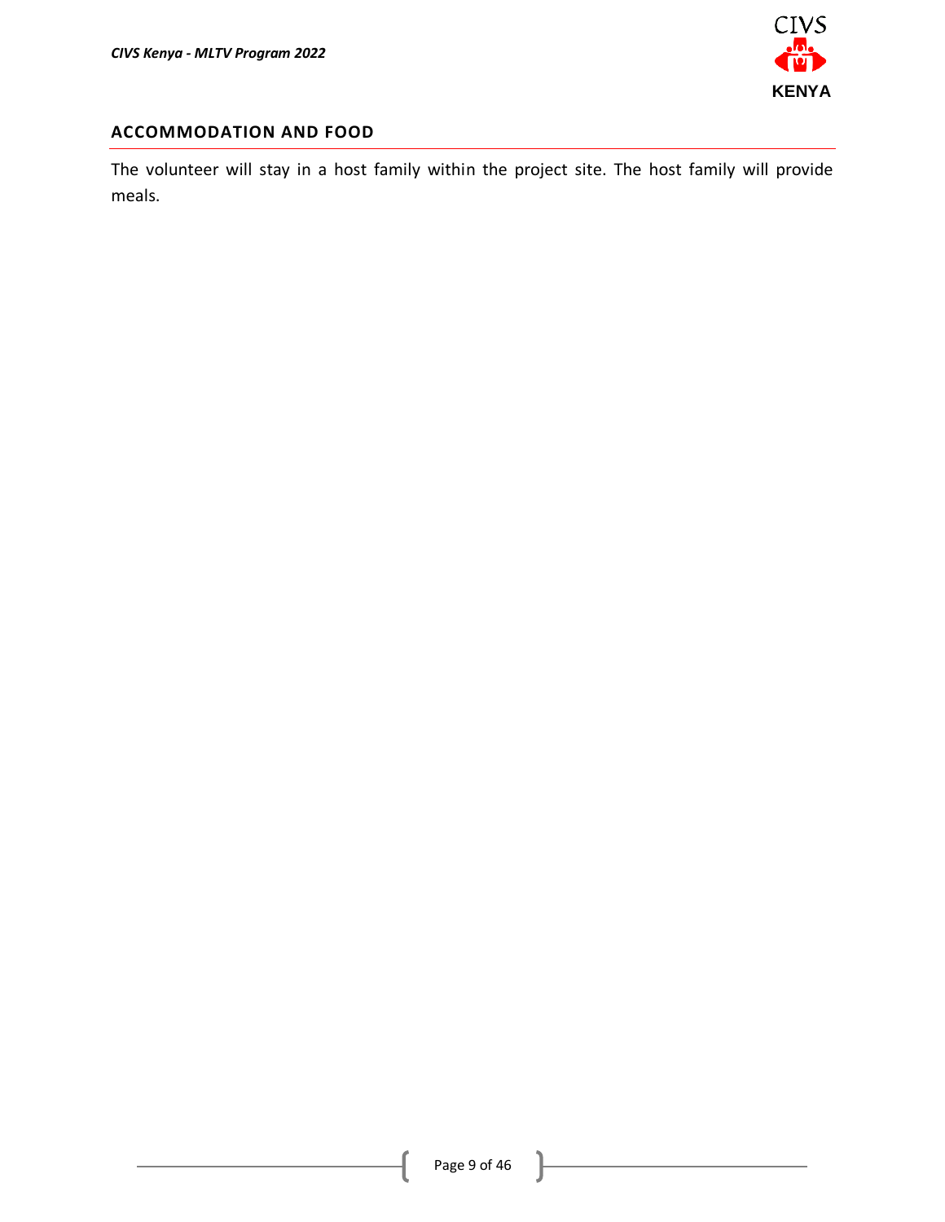## ACCOMMODATION AND FOOD

The volunteer will stay in a host family within the project site. The host family will provide meals.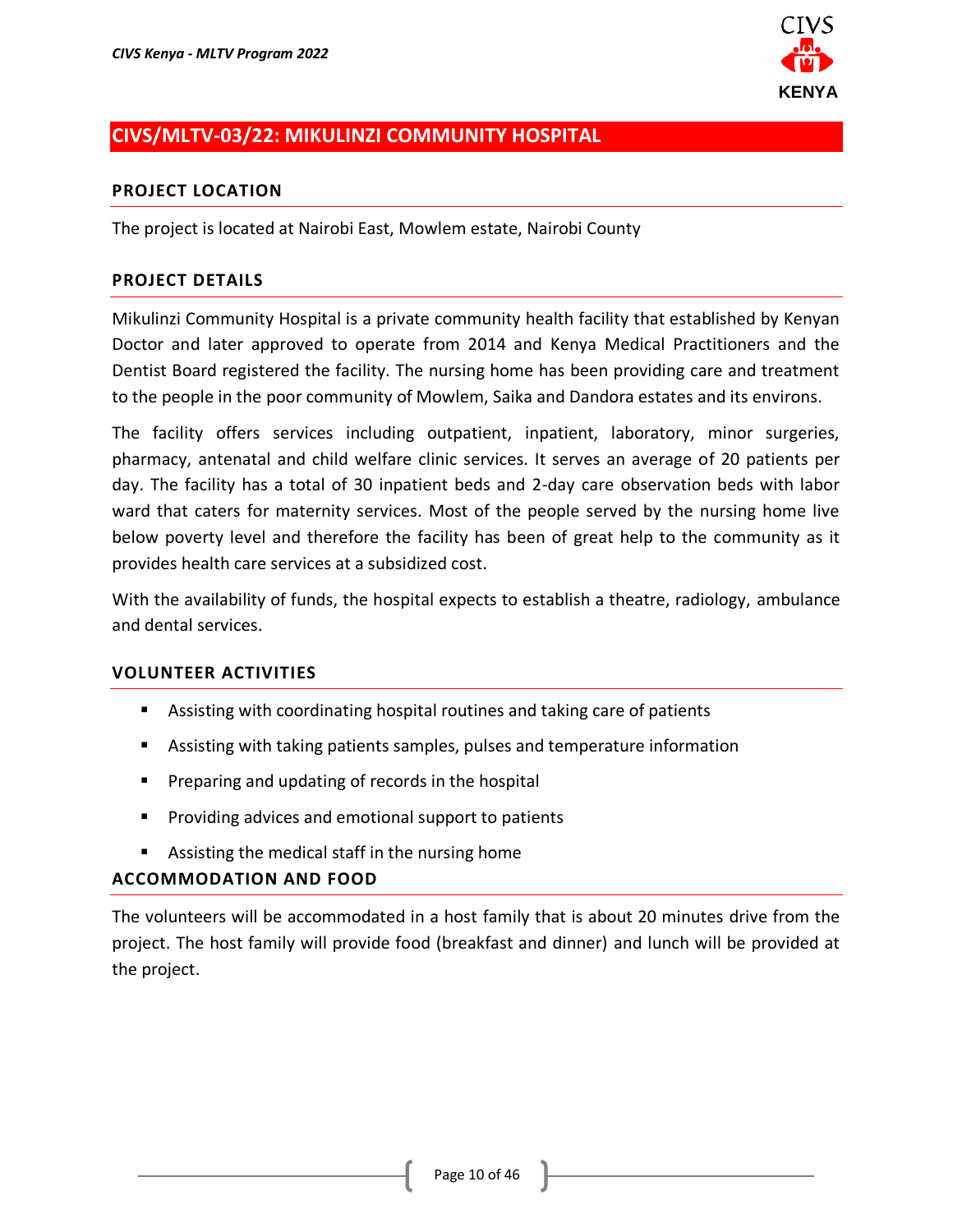## CIVS/MLTV-03/22: MIKULINZI COMMUNITY HOSPITAL

### PROJECT LOCATION

The project is located at Nairobi East, Mowlem estate, Nairobi County

### PROJECT DETAILS

Mikulinzi Community Hospital is a private community health facility that established by Kenyan Doctor and later approved to operate from 2014 and Kenya Medical Practitioners and the Dentist Board registered the facility. The nursing home has been providing care and treatment to the people in the poor community of Mowlem, Saika and Dandora estates and its environs.

The facility offers services including outpatient, inpatient, laboratory, minor surgeries, pharmacy, antenatal and child welfare clinic services. It serves an average of 20 patients per day. The facility has a total of 30 inpatient beds and 2-day care observation beds with labor ward that caters for maternity services. Most of the people served by the nursing home live below poverty level and therefore the facility has been of great help to the community as it provides health care services at a subsidized cost.

With the availability of funds, the hospital expects to establish a theatre, radiology, ambulance and dental services.

### VOLUNTEER ACTIVITIES

- Assisting with coordinating hospital routines and taking care of patients
- Assisting with taking patients samples, pulses and temperature information
- Preparing and updating of records in the hospital
- Providing advices and emotional support to patients
- Assisting the medical staff in the nursing home

### ACCOMMODATION AND FOOD

The volunteers will be accommodated in a host family that is about 20 minutes drive from the project. The host family will provide food (breakfast and dinner) and lunch will be provided at the project.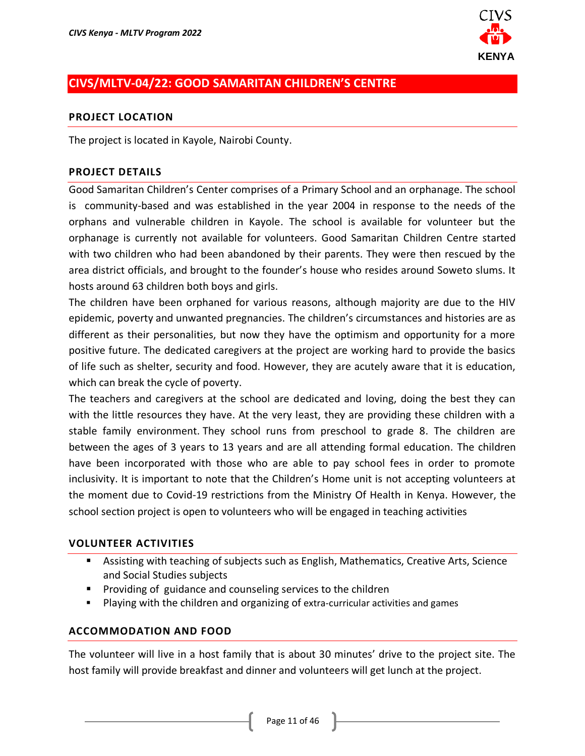## CIVS/MLTV-04/22: GOOD SAMARITAN CHILDREN'S CENTRE

### PROJECT LOCATION

The project is located in Kayole, Nairobi County.

### PROJECT DETAILS

Good Samaritan Children's Center comprises of a Primary School and an orphanage. The school is community-based and was established in the year 2004 in response to the needs of the orphans and vulnerable children in Kayole. The school is available for volunteer but the orphanage is currently not available for volunteers. Good Samaritan Children Centre started with two children who had been abandoned by their parents. They were then rescued by the area district officials, and brought to the founder's house who resides around Soweto slums. It hosts around 63 children both boys and girls.

The children have been orphaned for various reasons, although majority are due to the HIV epidemic, poverty and unwanted pregnancies. The children's circumstances and histories are as different as their personalities, but now they have the optimism and opportunity for a more positive future. The dedicated caregivers at the project are working hard to provide the basics of life such as shelter, security and food. However, they are acutely aware that it is education, which can break the cycle of poverty.

The teachers and caregivers at the school are dedicated and loving, doing the best they can with the little resources they have. At the very least, they are providing these children with a stable family environment. They school runs from preschool to grade 8. The children are between the ages of 3 years to 13 years and are all attending formal education. The children have been incorporated with those who are able to pay school fees in order to promote inclusivity. It is important to note that the Children's Home unit is not accepting volunteers at the moment due to Covid-19 restrictions from the Ministry Of Health in Kenya. However, the school section project is open to volunteers who will be engaged in teaching activities

### VOLUNTEER ACTIVITIES

- Assisting with teaching of subjects such as English, Mathematics, Creative Arts, Science and Social Studies subjects
- Providing of guidance and counseling services to the children
- Playing with the children and organizing of extra-curricular activities and games

### ACCOMMODATION AND FOOD

The volunteer will live in a host family that is about 30 minutes' drive to the project site. The host family will provide breakfast and dinner and volunteers will get lunch at the project.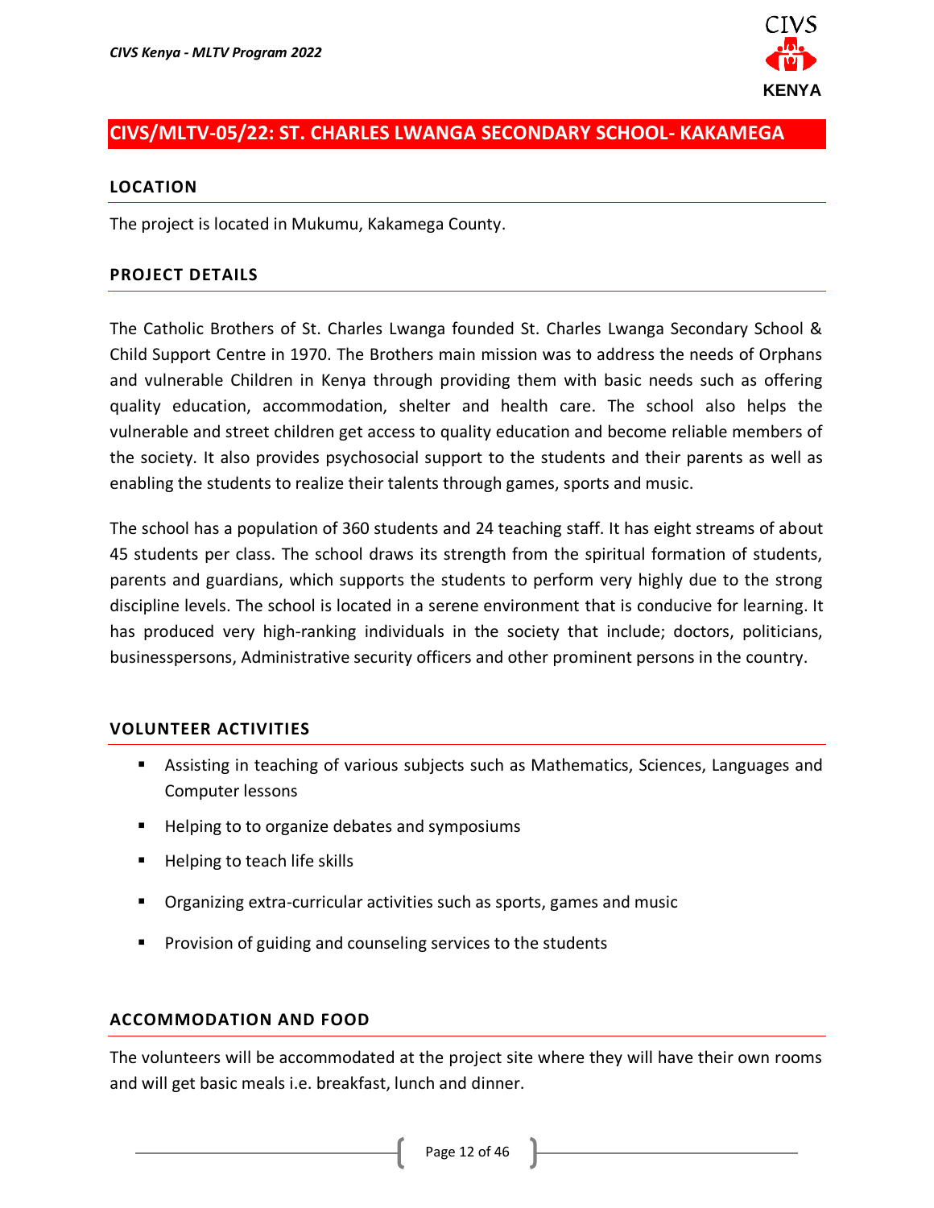## CIVS/MLTV-05/22: ST. CHARLES LWANGA SECONDARY SCHOOL- KAKAMEGA

### LOCATION

The project is located in Mukumu, Kakamega County.

### PROJECT DETAILS

The Catholic Brothers of St. Charles Lwanga founded St. Charles Lwanga Secondary School & Child Support Centre in 1970. The Brothers main mission was to address the needs of Orphans and vulnerable Children in Kenya through providing them with basic needs such as offering quality education, accommodation, shelter and health care. The school also helps the vulnerable and street children get access to quality education and become reliable members of the society. It also provides psychosocial support to the students and their parents as well as enabling the students to realize their talents through games, sports and music.

The school has a population of 360 students and 24 teaching staff. It has eight streams of about 45 students per class. The school draws its strength from the spiritual formation of students, parents and guardians, which supports the students to perform very highly due to the strong discipline levels. The school is located in a serene environment that is conducive for learning. It has produced very high-ranking individuals in the society that include; doctors, politicians, businesspersons, Administrative security officers and other prominent persons in the country.

### VOLUNTEER ACTIVITIES

- Assisting in teaching of various subjects such as Mathematics, Sciences, Languages and Computer lessons
- Helping to to organize debates and symposiums
- Helping to teach life skills
- Organizing extra-curricular activities such as sports, games and music
- Provision of guiding and counseling services to the students

### ACCOMMODATION AND FOOD

The volunteers will be accommodated at the project site where they will have their own rooms and will get basic meals i.e. breakfast, lunch and dinner.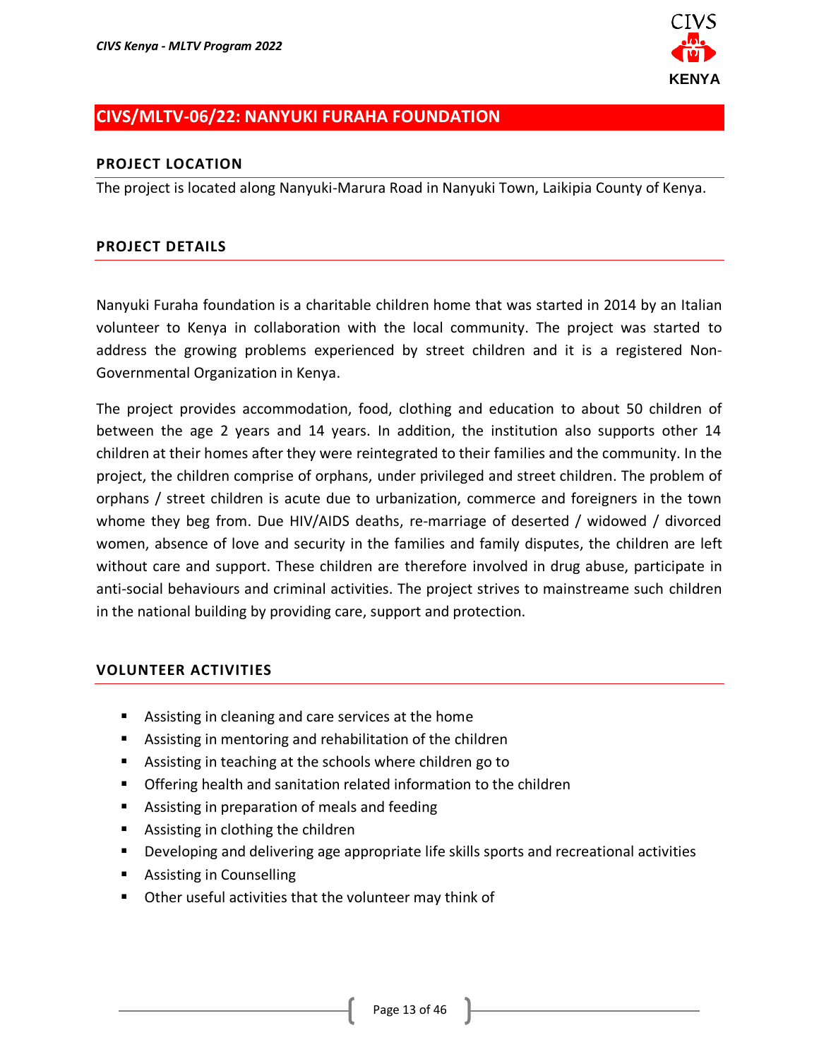## CIVS/MLTV-06/22: NANYUKI FURAHA FOUNDATION

### PROJECT LOCATION

The project is located along Nanyuki-Marura Road in Nanyuki Town, Laikipia County of Kenya.

### PROJECT DETAILS

Nanyuki Furaha foundation is a charitable children home that was started in 2014 by an Italian volunteer to Kenya in collaboration with the local community. The project was started to address the growing problems experienced by street children and it is a registered Non-Governmental Organization in Kenya.

The project provides accommodation, food, clothing and education to about 50 children of between the age 2 years and 14 years. In addition, the institution also supports other 14 children at their homes after they were reintegrated to their families and the community. In the project, the children comprise of orphans, under privileged and street children. The problem of orphans / street children is acute due to urbanization, commerce and foreigners in the town whome they beg from. Due HIV/AIDS deaths, re-marriage of deserted / widowed / divorced women, absence of love and security in the families and family disputes, the children are left without care and support. These children are therefore involved in drug abuse, participate in anti-social behaviours and criminal activities. The project strives to mainstreame such children in the national building by providing care, support and protection.

### VOLUNTEER ACTIVITIES

- Assisting in cleaning and care services at the home
- Assisting in mentoring and rehabilitation of the children
- Assisting in teaching at the schools where children go to
- Offering health and sanitation related information to the children
- Assisting in preparation of meals and feeding
- Assisting in clothing the children
- Developing and delivering age appropriate life skills sports and recreational activities
- Assisting in Counselling
- Other useful activities that the volunteer may think of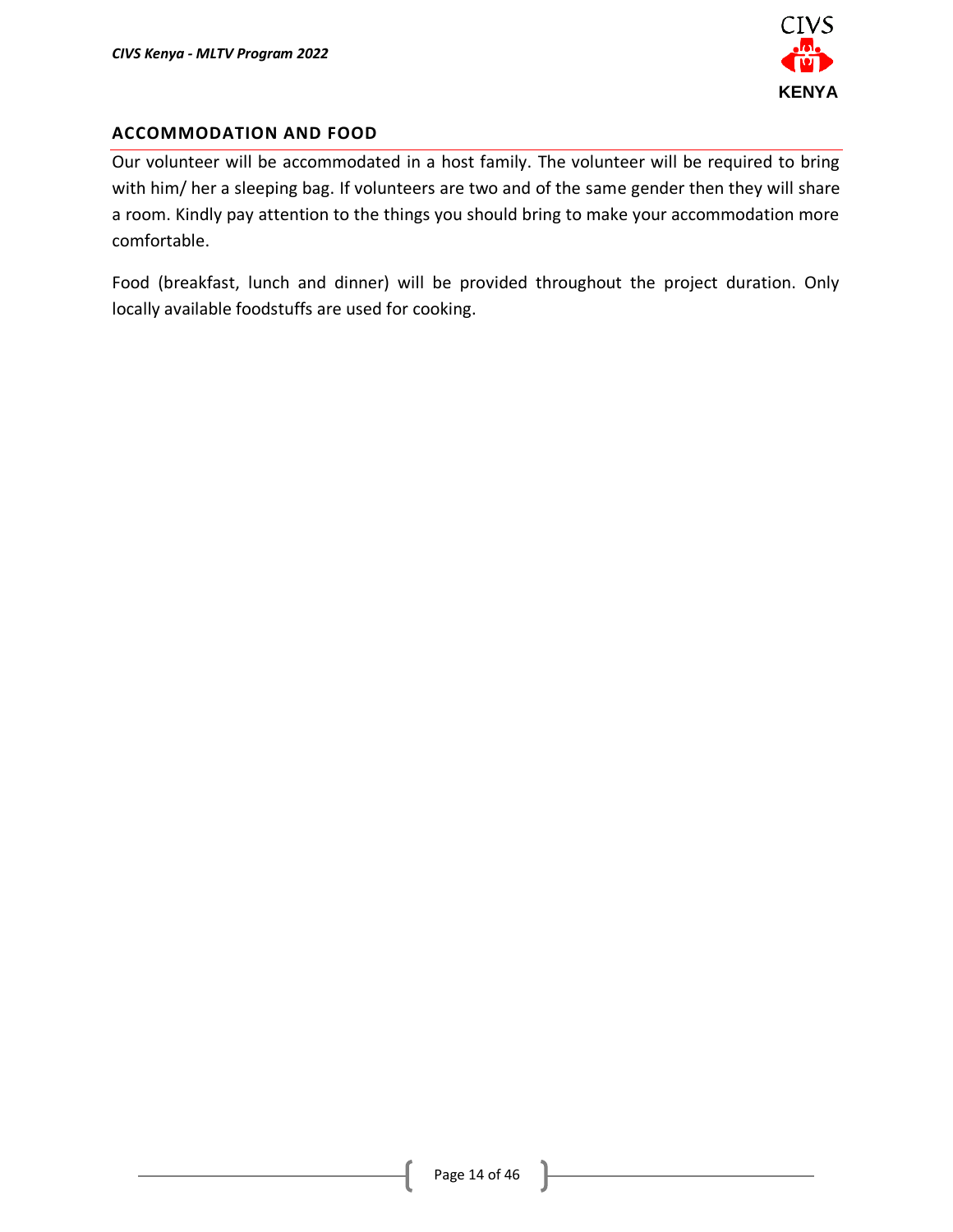## ACCOMMODATION AND FOOD

Our volunteer will be accommodated in a host family. The volunteer will be required to bring with him/ her a sleeping bag. If volunteers are two and of the same gender then they will share a room. Kindly pay attention to the things you should bring to make your accommodation more comfortable.

Food (breakfast, lunch and dinner) will be provided throughout the project duration. Only locally available foodstuffs are used for cooking.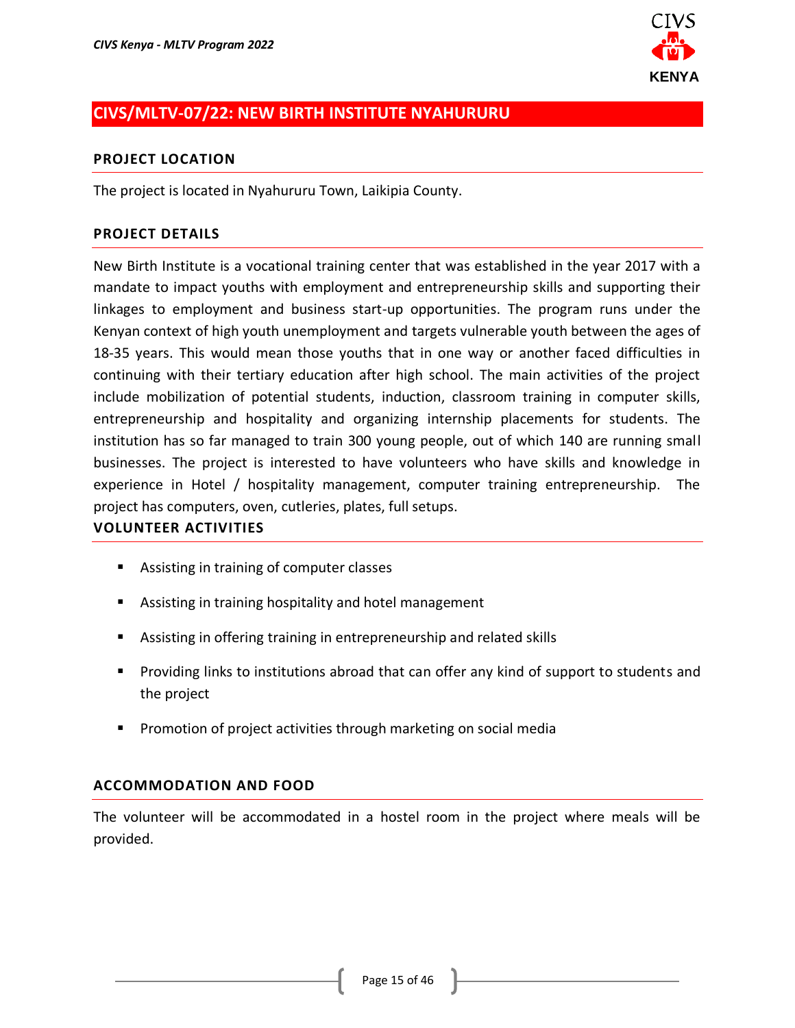## CIVS/MLTV-07/22: NEW BIRTH INSTITUTE NYAHURURU

### PROJECT LOCATION

The project is located in Nyahururu Town, Laikipia County.

### PROJECT DETAILS

New Birth Institute is a vocational training center that was established in the year 2017 with a mandate to impact youths with employment and entrepreneurship skills and supporting their linkages to employment and business start-up opportunities. The program runs under the Kenyan context of high youth unemployment and targets vulnerable youth between the ages of 18-35 years. This would mean those youths that in one way or another faced difficulties in continuing with their tertiary education after high school. The main activities of the project include mobilization of potential students, induction, classroom training in computer skills, entrepreneurship and hospitality and organizing internship placements for students. The institution has so far managed to train 300 young people, out of which 140 are running small businesses. The project is interested to have volunteers who have skills and knowledge in experience in Hotel / hospitality management, computer training entrepreneurship. The project has computers, oven, cutleries, plates, full setups.

### VOLUNTEER ACTIVITIES

- Assisting in training of computer classes
- Assisting in training hospitality and hotel management
- Assisting in offering training in entrepreneurship and related skills
- Providing links to institutions abroad that can offer any kind of support to students and the project
- Promotion of project activities through marketing on social media

### ACCOMMODATION AND FOOD

The volunteer will be accommodated in a hostel room in the project where meals will be provided.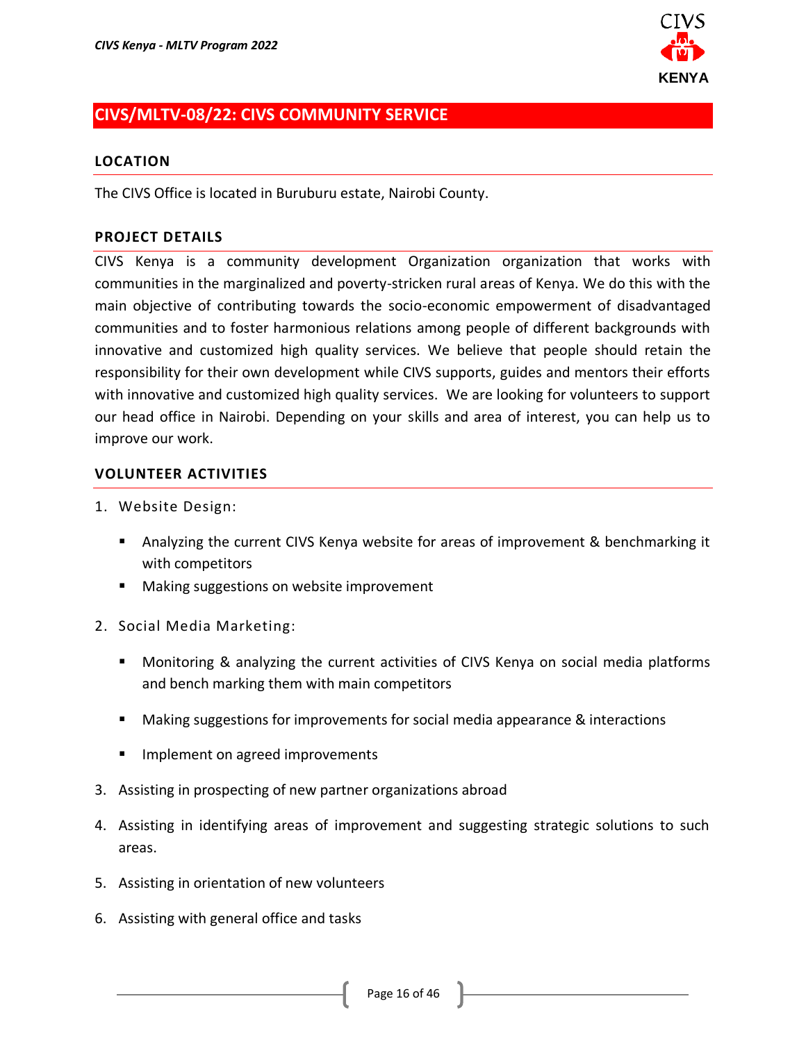## CIVS/MLTV-08/22: CIVS COMMUNITY SERVICE

### LOCATION

The CIVS Office is located in Buruburu estate, Nairobi County.

### PROJECT DETAILS

CIVS Kenya is a community development Organization organization that works with communities in the marginalized and poverty-stricken rural areas of Kenya. We do this with the main objective of contributing towards the socio-economic empowerment of disadvantaged communities and to foster harmonious relations among people of different backgrounds with innovative and customized high quality services. We believe that people should retain the responsibility for their own development while CIVS supports, guides and mentors their efforts with innovative and customized high quality services. We are looking for volunteers to support our head office in Nairobi. Depending on your skills and area of interest, you can help us to improve our work.

### VOLUNTEER ACTIVITIES

1. Website Design:
   - Analyzing the current CIVS Kenya website for areas of improvement & benchmarking it with competitors
   - Making suggestions on website improvement
2. Social Media Marketing:
   - Monitoring & analyzing the current activities of CIVS Kenya on social media platforms and bench marking them with main competitors
   - Making suggestions for improvements for social media appearance & interactions
   - Implement on agreed improvements
3. Assisting in prospecting of new partner organizations abroad
4. Assisting in identifying areas of improvement and suggesting strategic solutions to such areas.
5. Assisting in orientation of new volunteers
6. Assisting with general office and tasks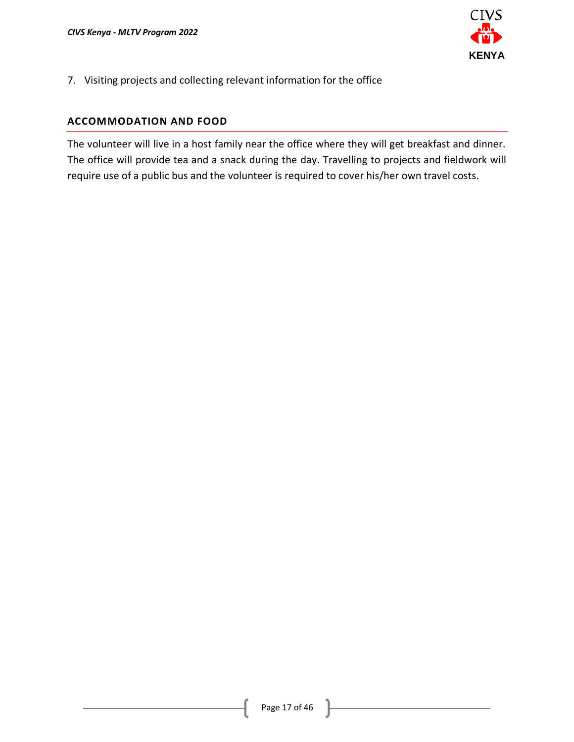7. Visiting projects and collecting relevant information for the office

## ACCOMMODATION AND FOOD

The volunteer will live in a host family near the office where they will get breakfast and dinner. The office will provide tea and a snack during the day. Travelling to projects and fieldwork will require use of a public bus and the volunteer is required to cover his/her own travel costs.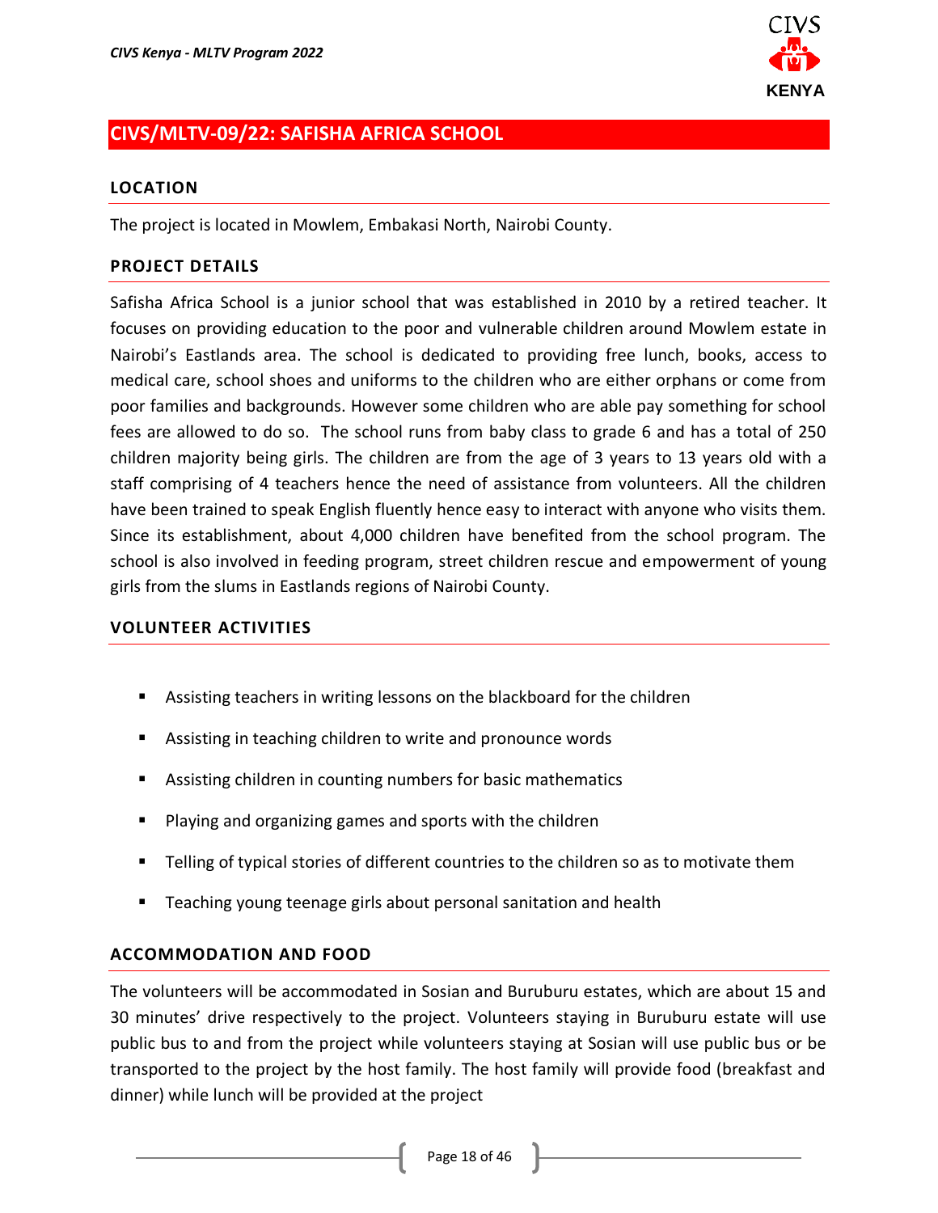## CIVS/MLTV-09/22: SAFISHA AFRICA SCHOOL

### LOCATION

The project is located in Mowlem, Embakasi North, Nairobi County.

### PROJECT DETAILS

Safisha Africa School is a junior school that was established in 2010 by a retired teacher. It focuses on providing education to the poor and vulnerable children around Mowlem estate in Nairobi's Eastlands area. The school is dedicated to providing free lunch, books, access to medical care, school shoes and uniforms to the children who are either orphans or come from poor families and backgrounds. However some children who are able pay something for school fees are allowed to do so. The school runs from baby class to grade 6 and has a total of 250 children majority being girls. The children are from the age of 3 years to 13 years old with a staff comprising of 4 teachers hence the need of assistance from volunteers. All the children have been trained to speak English fluently hence easy to interact with anyone who visits them. Since its establishment, about 4,000 children have benefited from the school program. The school is also involved in feeding program, street children rescue and empowerment of young girls from the slums in Eastlands regions of Nairobi County.

### VOLUNTEER ACTIVITIES

- Assisting teachers in writing lessons on the blackboard for the children
- Assisting in teaching children to write and pronounce words
- Assisting children in counting numbers for basic mathematics
- Playing and organizing games and sports with the children
- Telling of typical stories of different countries to the children so as to motivate them
- Teaching young teenage girls about personal sanitation and health

### ACCOMMODATION AND FOOD

The volunteers will be accommodated in Sosian and Buruburu estates, which are about 15 and 30 minutes' drive respectively to the project. Volunteers staying in Buruburu estate will use public bus to and from the project while volunteers staying at Sosian will use public bus or be transported to the project by the host family. The host family will provide food (breakfast and dinner) while lunch will be provided at the project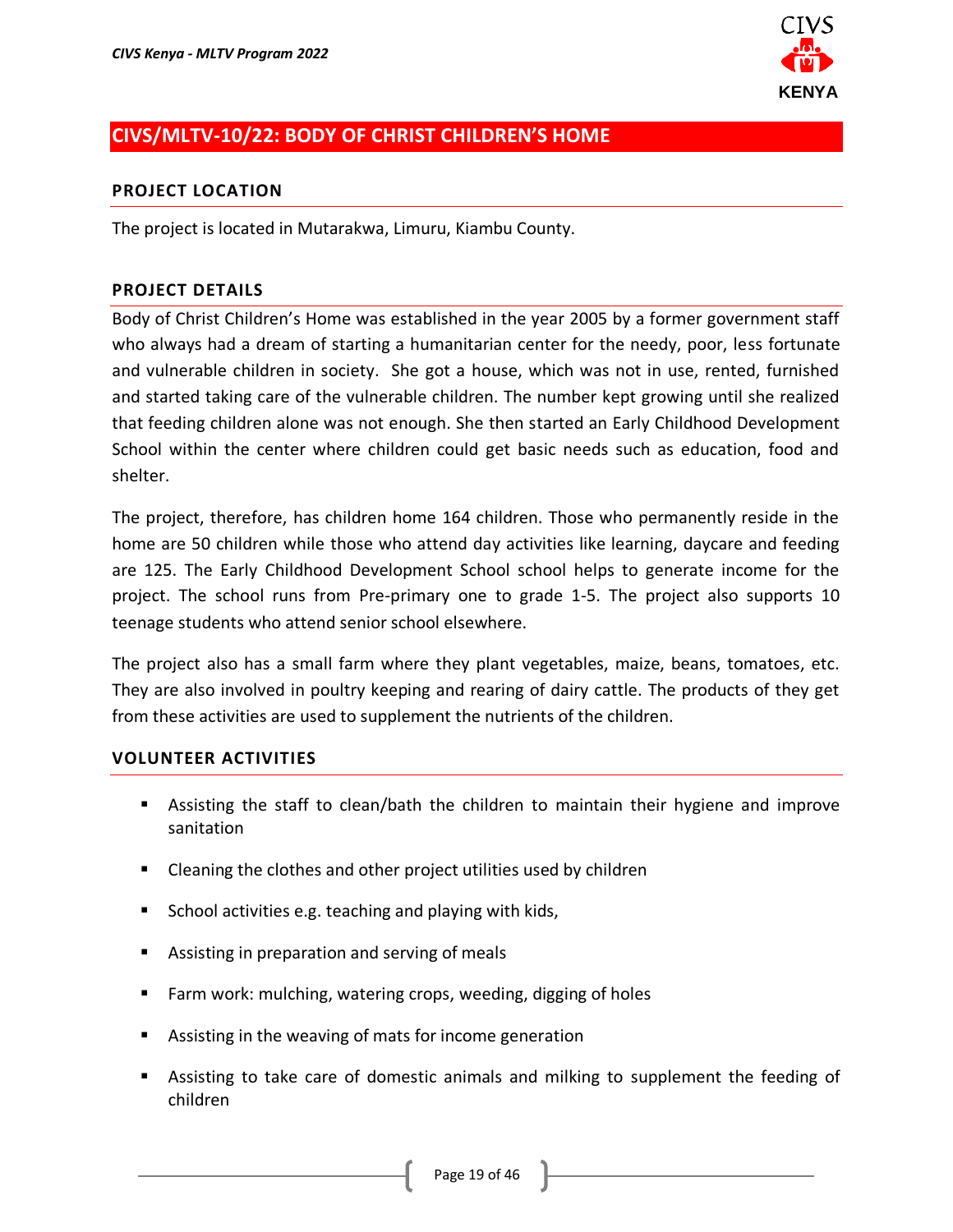## CIVS/MLTV-10/22: BODY OF CHRIST CHILDREN'S HOME

### PROJECT LOCATION

The project is located in Mutarakwa, Limuru, Kiambu County.

### PROJECT DETAILS

Body of Christ Children's Home was established in the year 2005 by a former government staff who always had a dream of starting a humanitarian center for the needy, poor, less fortunate and vulnerable children in society. She got a house, which was not in use, rented, furnished and started taking care of the vulnerable children. The number kept growing until she realized that feeding children alone was not enough. She then started an Early Childhood Development School within the center where children could get basic needs such as education, food and shelter.

The project, therefore, has children home 164 children. Those who permanently reside in the home are 50 children while those who attend day activities like learning, daycare and feeding are 125. The Early Childhood Development School school helps to generate income for the project. The school runs from Pre-primary one to grade 1-5. The project also supports 10 teenage students who attend senior school elsewhere.

The project also has a small farm where they plant vegetables, maize, beans, tomatoes, etc. They are also involved in poultry keeping and rearing of dairy cattle. The products of they get from these activities are used to supplement the nutrients of the children.

### VOLUNTEER ACTIVITIES

- Assisting the staff to clean/bath the children to maintain their hygiene and improve sanitation
- Cleaning the clothes and other project utilities used by children
- School activities e.g. teaching and playing with kids,
- Assisting in preparation and serving of meals
- Farm work: mulching, watering crops, weeding, digging of holes
- Assisting in the weaving of mats for income generation
- Assisting to take care of domestic animals and milking to supplement the feeding of children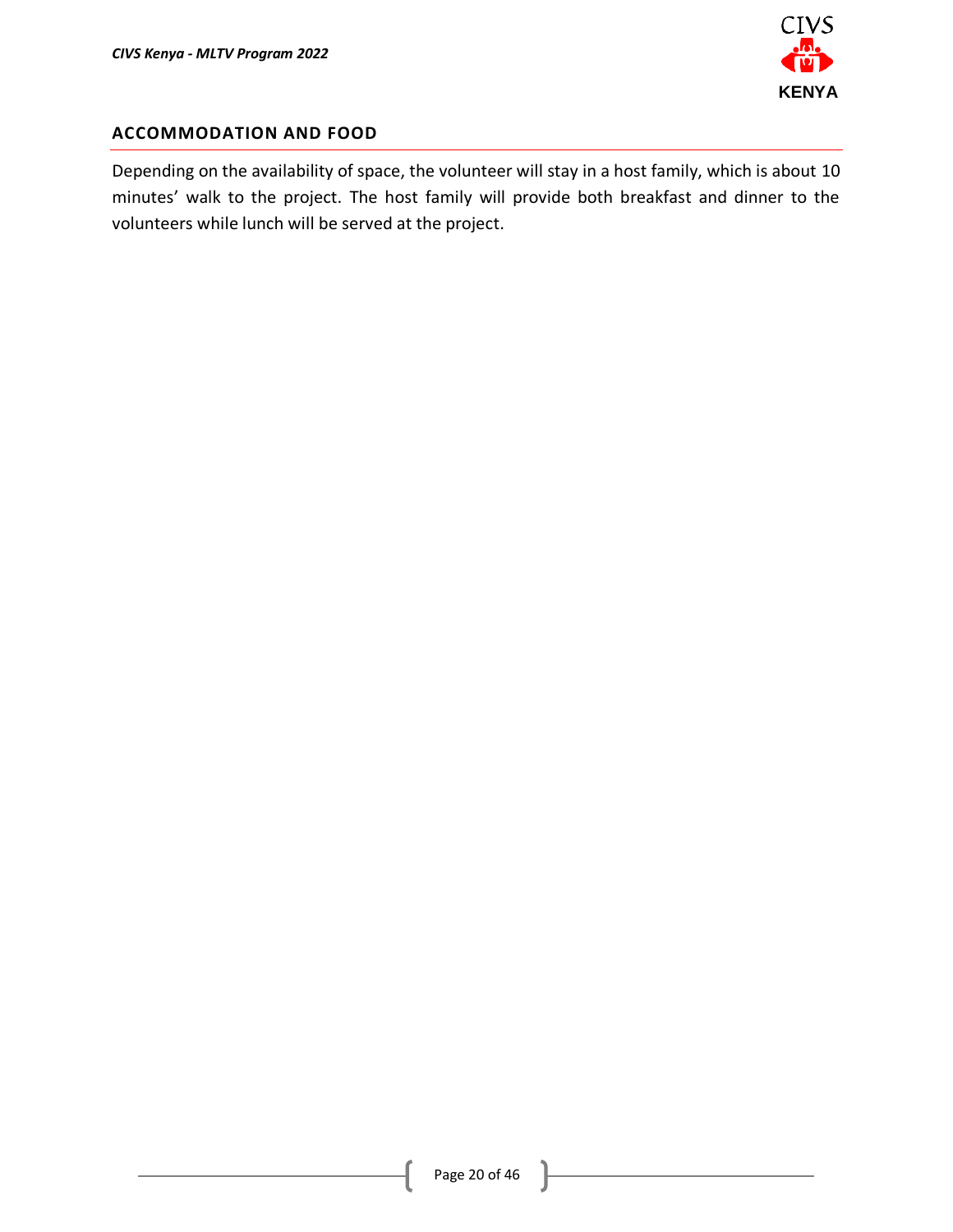## ACCOMMODATION AND FOOD

Depending on the availability of space, the volunteer will stay in a host family, which is about 10 minutes' walk to the project. The host family will provide both breakfast and dinner to the volunteers while lunch will be served at the project.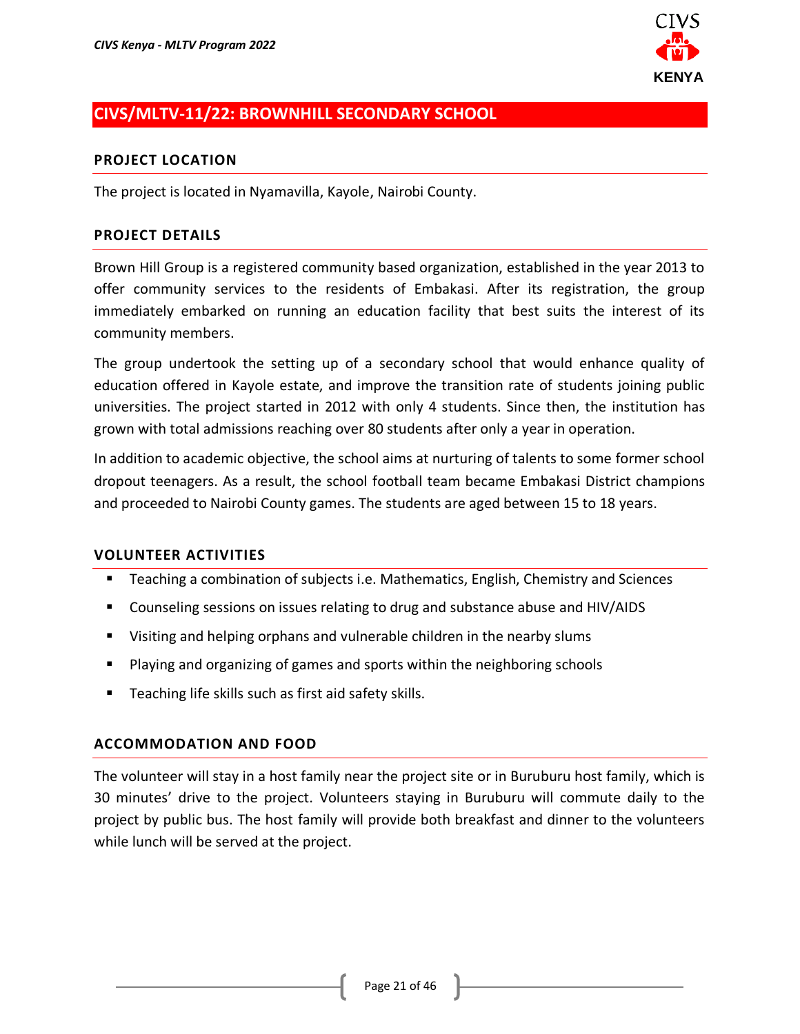## CIVS/MLTV-11/22: BROWNHILL SECONDARY SCHOOL

### PROJECT LOCATION

The project is located in Nyamavilla, Kayole, Nairobi County.

### PROJECT DETAILS

Brown Hill Group is a registered community based organization, established in the year 2013 to offer community services to the residents of Embakasi. After its registration, the group immediately embarked on running an education facility that best suits the interest of its community members.

The group undertook the setting up of a secondary school that would enhance quality of education offered in Kayole estate, and improve the transition rate of students joining public universities. The project started in 2012 with only 4 students. Since then, the institution has grown with total admissions reaching over 80 students after only a year in operation.

In addition to academic objective, the school aims at nurturing of talents to some former school dropout teenagers. As a result, the school football team became Embakasi District champions and proceeded to Nairobi County games. The students are aged between 15 to 18 years.

### VOLUNTEER ACTIVITIES

- Teaching a combination of subjects i.e. Mathematics, English, Chemistry and Sciences
- Counseling sessions on issues relating to drug and substance abuse and HIV/AIDS
- Visiting and helping orphans and vulnerable children in the nearby slums
- Playing and organizing of games and sports within the neighboring schools
- Teaching life skills such as first aid safety skills.

### ACCOMMODATION AND FOOD

The volunteer will stay in a host family near the project site or in Buruburu host family, which is 30 minutes' drive to the project. Volunteers staying in Buruburu will commute daily to the project by public bus. The host family will provide both breakfast and dinner to the volunteers while lunch will be served at the project.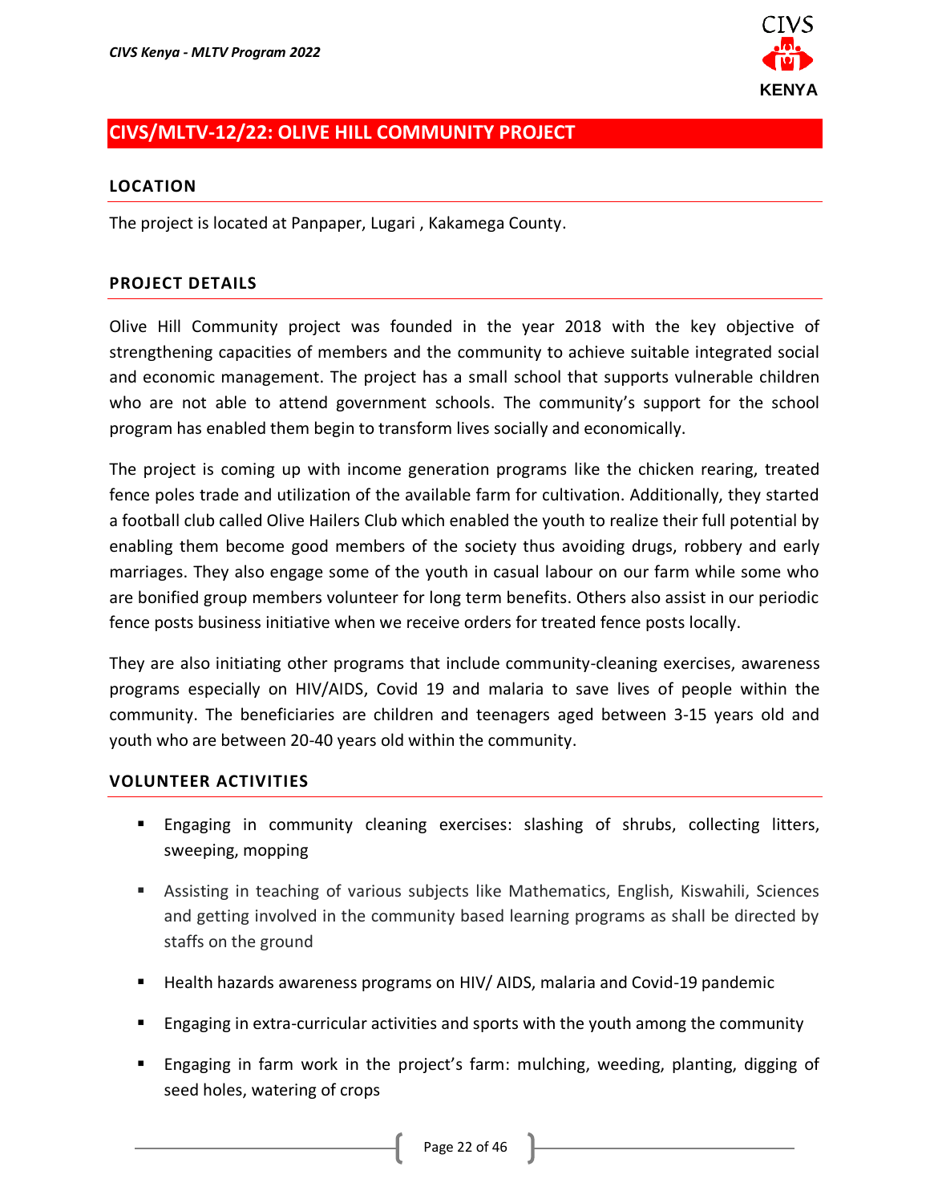## CIVS/MLTV-12/22: OLIVE HILL COMMUNITY PROJECT

### LOCATION

The project is located at Panpaper, Lugari , Kakamega County.

### PROJECT DETAILS

Olive Hill Community project was founded in the year 2018 with the key objective of strengthening capacities of members and the community to achieve suitable integrated social and economic management. The project has a small school that supports vulnerable children who are not able to attend government schools. The community's support for the school program has enabled them begin to transform lives socially and economically.

The project is coming up with income generation programs like the chicken rearing, treated fence poles trade and utilization of the available farm for cultivation. Additionally, they started a football club called Olive Hailers Club which enabled the youth to realize their full potential by enabling them become good members of the society thus avoiding drugs, robbery and early marriages. They also engage some of the youth in casual labour on our farm while some who are bonified group members volunteer for long term benefits. Others also assist in our periodic fence posts business initiative when we receive orders for treated fence posts locally.

They are also initiating other programs that include community-cleaning exercises, awareness programs especially on HIV/AIDS, Covid 19 and malaria to save lives of people within the community. The beneficiaries are children and teenagers aged between 3-15 years old and youth who are between 20-40 years old within the community.

### VOLUNTEER ACTIVITIES

- Engaging in community cleaning exercises: slashing of shrubs, collecting litters, sweeping, mopping
- Assisting in teaching of various subjects like Mathematics, English, Kiswahili, Sciences and getting involved in the community based learning programs as shall be directed by staffs on the ground
- Health hazards awareness programs on HIV/ AIDS, malaria and Covid-19 pandemic
- Engaging in extra-curricular activities and sports with the youth among the community
- Engaging in farm work in the project's farm: mulching, weeding, planting, digging of seed holes, watering of crops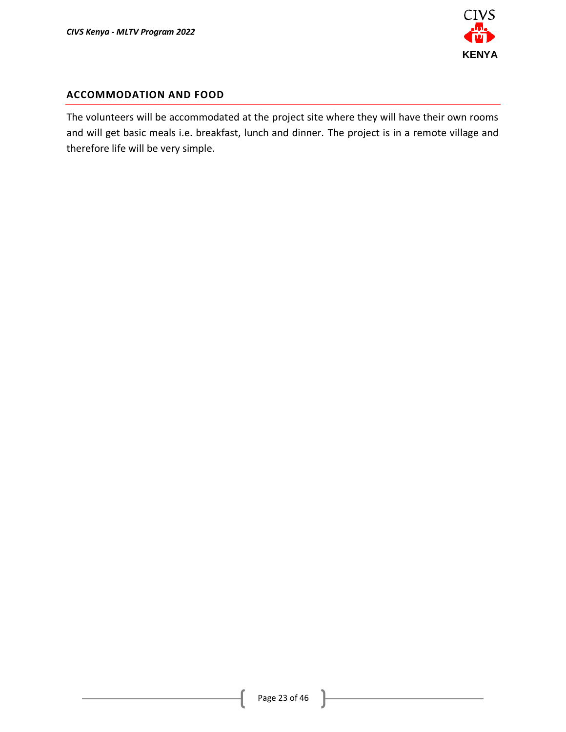## ACCOMMODATION AND FOOD

The volunteers will be accommodated at the project site where they will have their own rooms and will get basic meals i.e. breakfast, lunch and dinner. The project is in a remote village and therefore life will be very simple.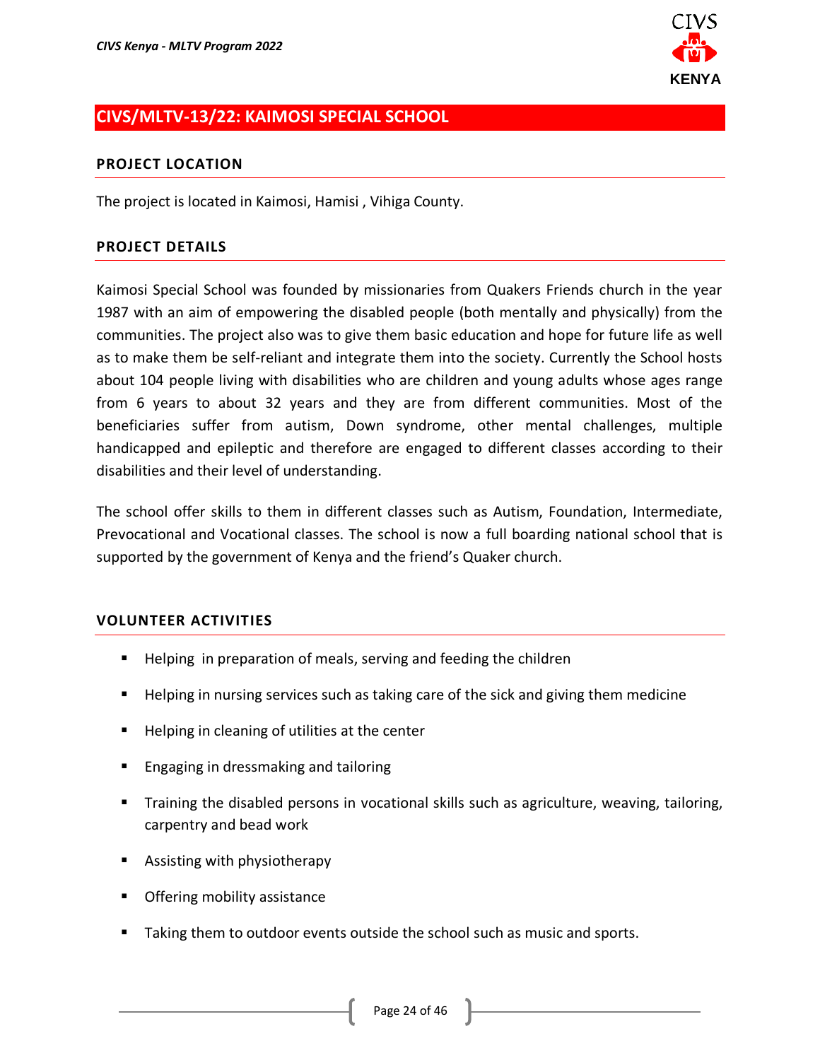# CIVS/MLTV-13/22: KAIMOSI SPECIAL SCHOOL

## PROJECT LOCATION

The project is located in Kaimosi, Hamisi , Vihiga County.

## PROJECT DETAILS

Kaimosi Special School was founded by missionaries from Quakers Friends church in the year 1987 with an aim of empowering the disabled people (both mentally and physically) from the communities. The project also was to give them basic education and hope for future life as well as to make them be self-reliant and integrate them into the society. Currently the School hosts about 104 people living with disabilities who are children and young adults whose ages range from 6 years to about 32 years and they are from different communities. Most of the beneficiaries suffer from autism, Down syndrome, other mental challenges, multiple handicapped and epileptic and therefore are engaged to different classes according to their disabilities and their level of understanding.

The school offer skills to them in different classes such as Autism, Foundation, Intermediate, Prevocational and Vocational classes. The school is now a full boarding national school that is supported by the government of Kenya and the friend's Quaker church.

## VOLUNTEER ACTIVITIES

- Helping in preparation of meals, serving and feeding the children
- Helping in nursing services such as taking care of the sick and giving them medicine
- Helping in cleaning of utilities at the center
- Engaging in dressmaking and tailoring
- Training the disabled persons in vocational skills such as agriculture, weaving, tailoring, carpentry and bead work
- Assisting with physiotherapy
- Offering mobility assistance
- Taking them to outdoor events outside the school such as music and sports.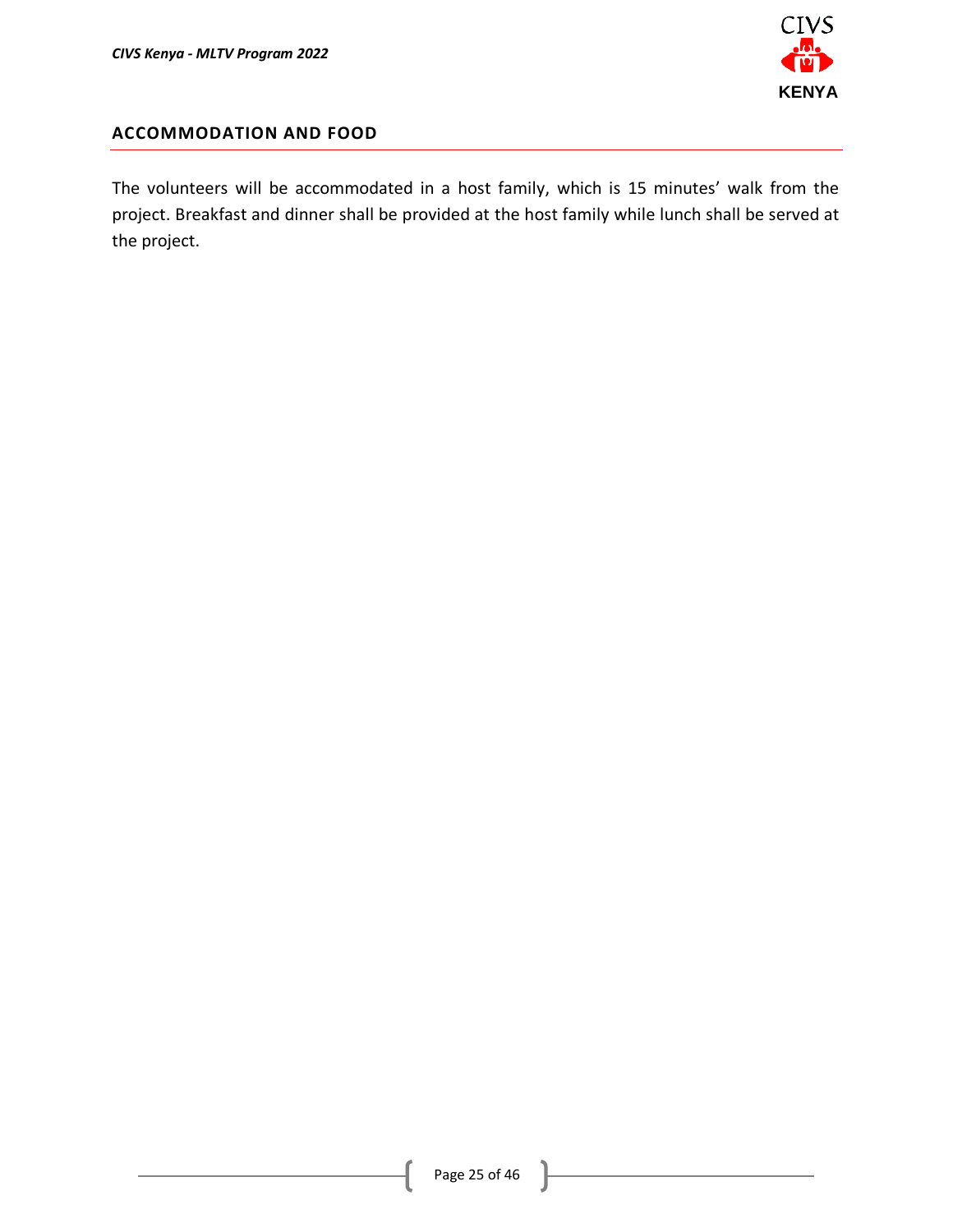## ACCOMMODATION AND FOOD

The volunteers will be accommodated in a host family, which is 15 minutes' walk from the project. Breakfast and dinner shall be provided at the host family while lunch shall be served at the project.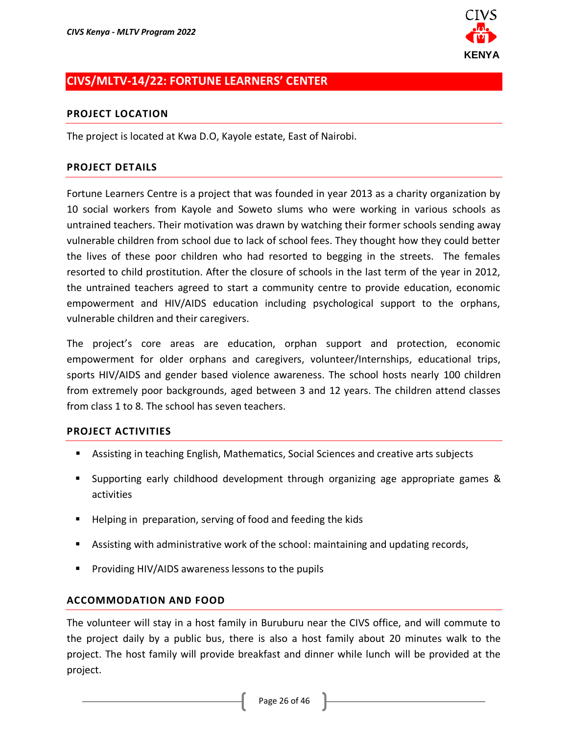## CIVS/MLTV-14/22: FORTUNE LEARNERS' CENTER

### PROJECT LOCATION

The project is located at Kwa D.O, Kayole estate, East of Nairobi.

### PROJECT DETAILS

Fortune Learners Centre is a project that was founded in year 2013 as a charity organization by 10 social workers from Kayole and Soweto slums who were working in various schools as untrained teachers. Their motivation was drawn by watching their former schools sending away vulnerable children from school due to lack of school fees. They thought how they could better the lives of these poor children who had resorted to begging in the streets. The females resorted to child prostitution. After the closure of schools in the last term of the year in 2012, the untrained teachers agreed to start a community centre to provide education, economic empowerment and HIV/AIDS education including psychological support to the orphans, vulnerable children and their caregivers.

The project's core areas are education, orphan support and protection, economic empowerment for older orphans and caregivers, volunteer/Internships, educational trips, sports HIV/AIDS and gender based violence awareness. The school hosts nearly 100 children from extremely poor backgrounds, aged between 3 and 12 years. The children attend classes from class 1 to 8. The school has seven teachers.

### PROJECT ACTIVITIES

- Assisting in teaching English, Mathematics, Social Sciences and creative arts subjects
- Supporting early childhood development through organizing age appropriate games & activities
- Helping in preparation, serving of food and feeding the kids
- Assisting with administrative work of the school: maintaining and updating records,
- Providing HIV/AIDS awareness lessons to the pupils

### ACCOMMODATION AND FOOD

The volunteer will stay in a host family in Buruburu near the CIVS office, and will commute to the project daily by a public bus, there is also a host family about 20 minutes walk to the project. The host family will provide breakfast and dinner while lunch will be provided at the project.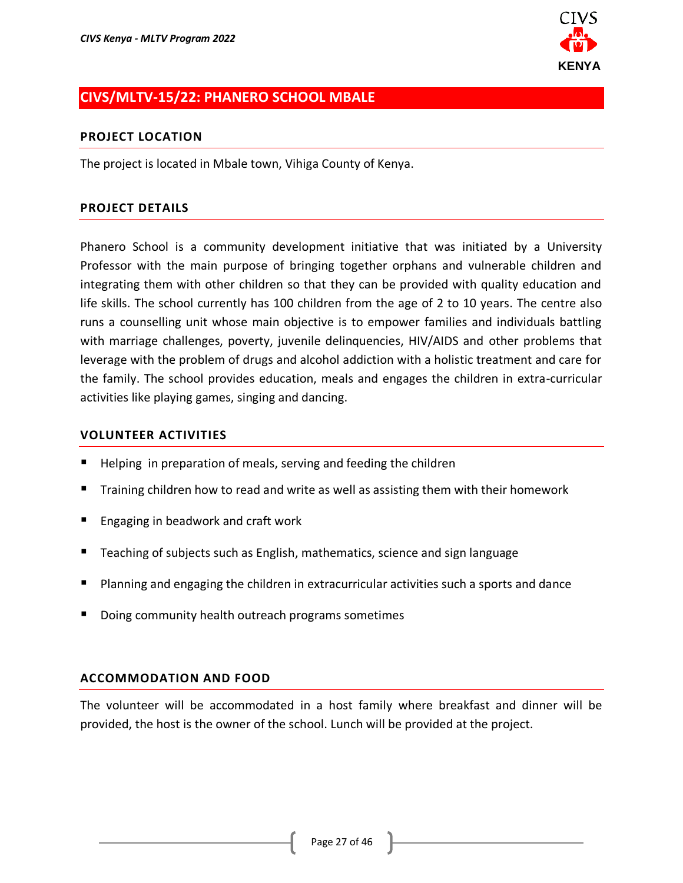## CIVS/MLTV-15/22: PHANERO SCHOOL MBALE

### PROJECT LOCATION

The project is located in Mbale town, Vihiga County of Kenya.

### PROJECT DETAILS

Phanero School is a community development initiative that was initiated by a University Professor with the main purpose of bringing together orphans and vulnerable children and integrating them with other children so that they can be provided with quality education and life skills. The school currently has 100 children from the age of 2 to 10 years. The centre also runs a counselling unit whose main objective is to empower families and individuals battling with marriage challenges, poverty, juvenile delinquencies, HIV/AIDS and other problems that leverage with the problem of drugs and alcohol addiction with a holistic treatment and care for the family. The school provides education, meals and engages the children in extra-curricular activities like playing games, singing and dancing.

### VOLUNTEER ACTIVITIES

- Helping in preparation of meals, serving and feeding the children
- Training children how to read and write as well as assisting them with their homework
- Engaging in beadwork and craft work
- Teaching of subjects such as English, mathematics, science and sign language
- Planning and engaging the children in extracurricular activities such a sports and dance
- Doing community health outreach programs sometimes

### ACCOMMODATION AND FOOD

The volunteer will be accommodated in a host family where breakfast and dinner will be provided, the host is the owner of the school. Lunch will be provided at the project.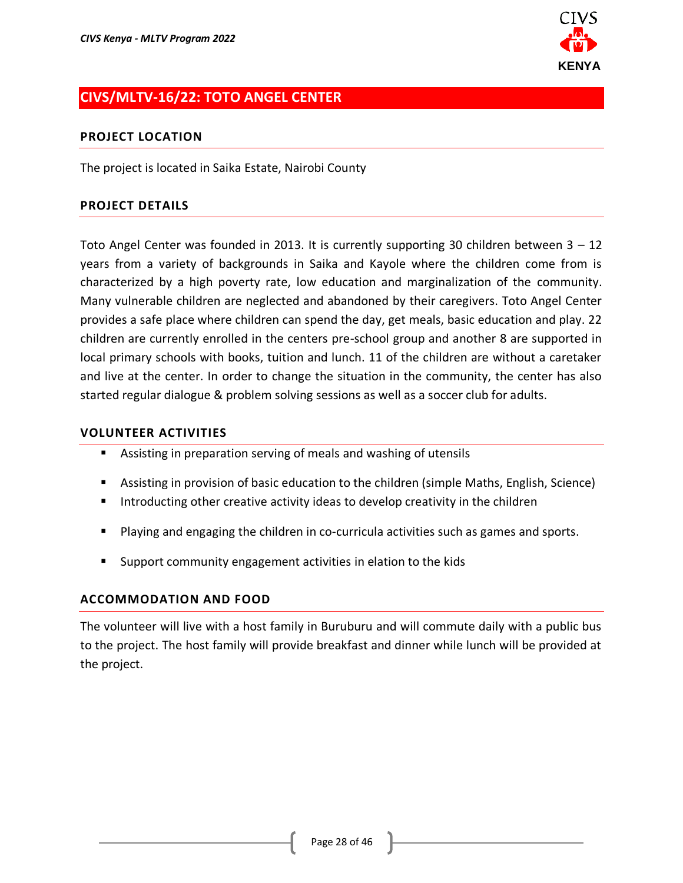## CIVS/MLTV-16/22: TOTO ANGEL CENTER

### PROJECT LOCATION

The project is located in Saika Estate, Nairobi County

### PROJECT DETAILS

Toto Angel Center was founded in 2013. It is currently supporting 30 children between 3 – 12 years from a variety of backgrounds in Saika and Kayole where the children come from is characterized by a high poverty rate, low education and marginalization of the community. Many vulnerable children are neglected and abandoned by their caregivers. Toto Angel Center provides a safe place where children can spend the day, get meals, basic education and play. 22 children are currently enrolled in the centers pre-school group and another 8 are supported in local primary schools with books, tuition and lunch. 11 of the children are without a caretaker and live at the center. In order to change the situation in the community, the center has also started regular dialogue & problem solving sessions as well as a soccer club for adults.

### VOLUNTEER ACTIVITIES

- Assisting in preparation serving of meals and washing of utensils
- Assisting in provision of basic education to the children (simple Maths, English, Science)
- Introducting other creative activity ideas to develop creativity in the children
- Playing and engaging the children in co-curricula activities such as games and sports.
- Support community engagement activities in elation to the kids

### ACCOMMODATION AND FOOD

The volunteer will live with a host family in Buruburu and will commute daily with a public bus to the project. The host family will provide breakfast and dinner while lunch will be provided at the project.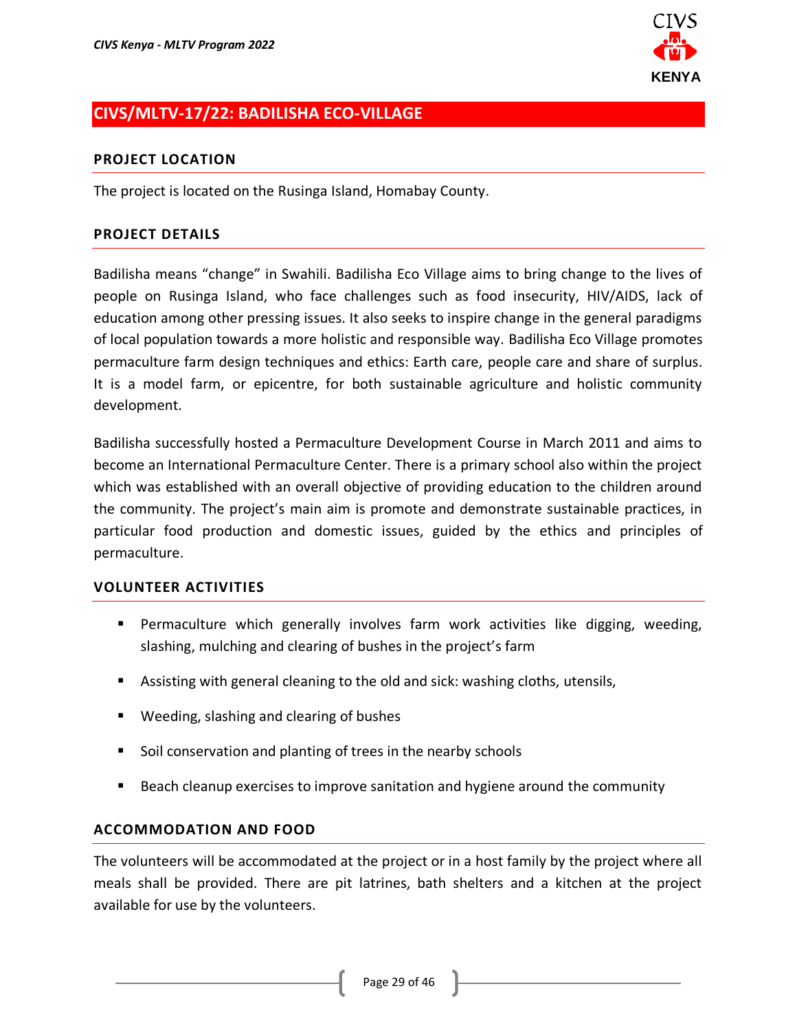## CIVS/MLTV-17/22: BADILISHA ECO-VILLAGE

### PROJECT LOCATION

The project is located on the Rusinga Island, Homabay County.

### PROJECT DETAILS

Badilisha means "change" in Swahili. Badilisha Eco Village aims to bring change to the lives of people on Rusinga Island, who face challenges such as food insecurity, HIV/AIDS, lack of education among other pressing issues. It also seeks to inspire change in the general paradigms of local population towards a more holistic and responsible way. Badilisha Eco Village promotes permaculture farm design techniques and ethics: Earth care, people care and share of surplus. It is a model farm, or epicentre, for both sustainable agriculture and holistic community development.

Badilisha successfully hosted a Permaculture Development Course in March 2011 and aims to become an International Permaculture Center. There is a primary school also within the project which was established with an overall objective of providing education to the children around the community. The project's main aim is promote and demonstrate sustainable practices, in particular food production and domestic issues, guided by the ethics and principles of permaculture.

### VOLUNTEER ACTIVITIES

- Permaculture which generally involves farm work activities like digging, weeding, slashing, mulching and clearing of bushes in the project's farm
- Assisting with general cleaning to the old and sick: washing cloths, utensils,
- Weeding, slashing and clearing of bushes
- Soil conservation and planting of trees in the nearby schools
- Beach cleanup exercises to improve sanitation and hygiene around the community

### ACCOMMODATION AND FOOD

The volunteers will be accommodated at the project or in a host family by the project where all meals shall be provided. There are pit latrines, bath shelters and a kitchen at the project available for use by the volunteers.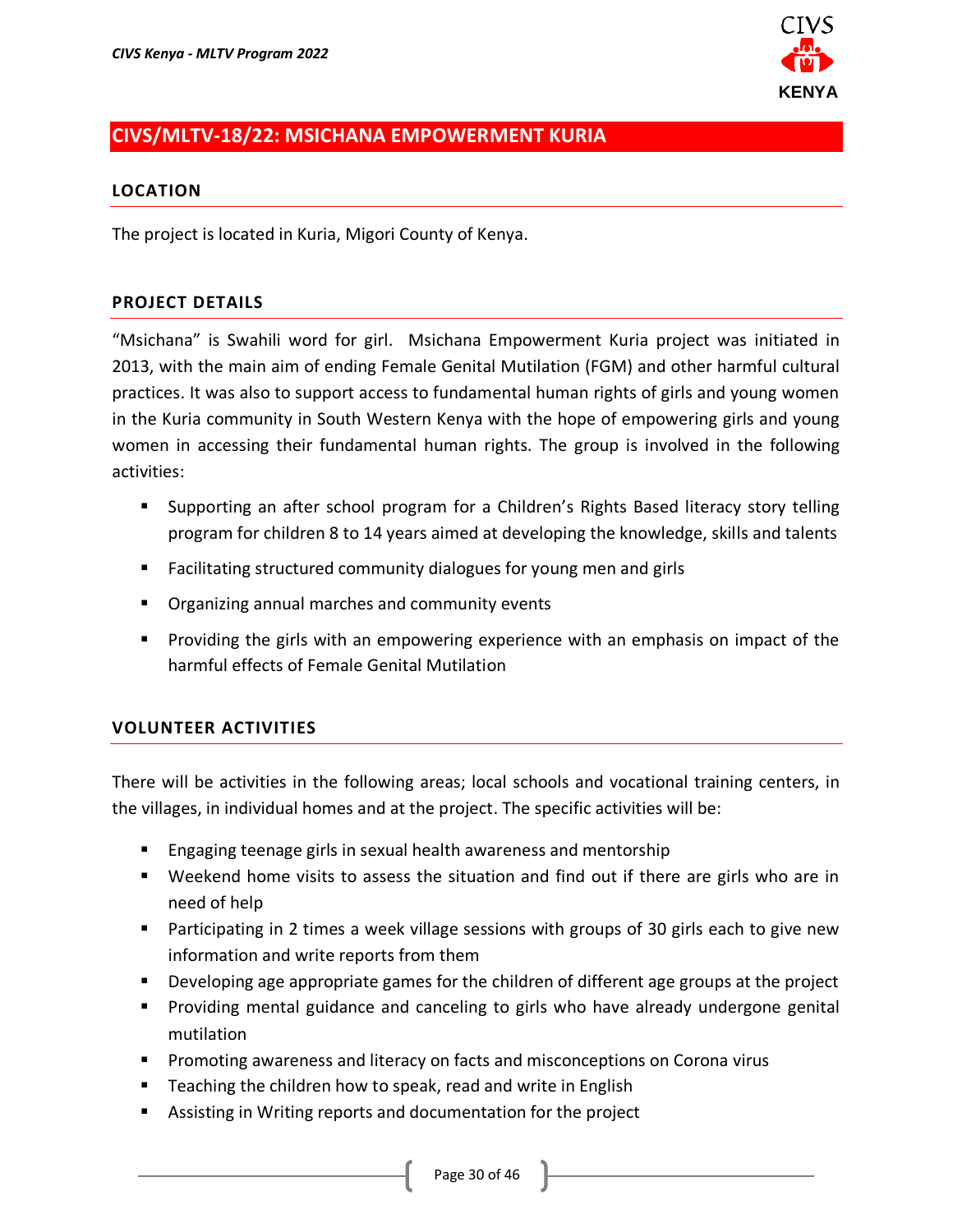## CIVS/MLTV-18/22: MSICHANA EMPOWERMENT KURIA

### LOCATION

The project is located in Kuria, Migori County of Kenya.

### PROJECT DETAILS

"Msichana" is Swahili word for girl. Msichana Empowerment Kuria project was initiated in 2013, with the main aim of ending Female Genital Mutilation (FGM) and other harmful cultural practices. It was also to support access to fundamental human rights of girls and young women in the Kuria community in South Western Kenya with the hope of empowering girls and young women in accessing their fundamental human rights. The group is involved in the following activities:

- Supporting an after school program for a Children's Rights Based literacy story telling program for children 8 to 14 years aimed at developing the knowledge, skills and talents
- Facilitating structured community dialogues for young men and girls
- Organizing annual marches and community events
- Providing the girls with an empowering experience with an emphasis on impact of the harmful effects of Female Genital Mutilation

### VOLUNTEER ACTIVITIES

There will be activities in the following areas; local schools and vocational training centers, in the villages, in individual homes and at the project. The specific activities will be:

- Engaging teenage girls in sexual health awareness and mentorship
- Weekend home visits to assess the situation and find out if there are girls who are in need of help
- Participating in 2 times a week village sessions with groups of 30 girls each to give new information and write reports from them
- Developing age appropriate games for the children of different age groups at the project
- Providing mental guidance and canceling to girls who have already undergone genital mutilation
- Promoting awareness and literacy on facts and misconceptions on Corona virus
- Teaching the children how to speak, read and write in English
- Assisting in Writing reports and documentation for the project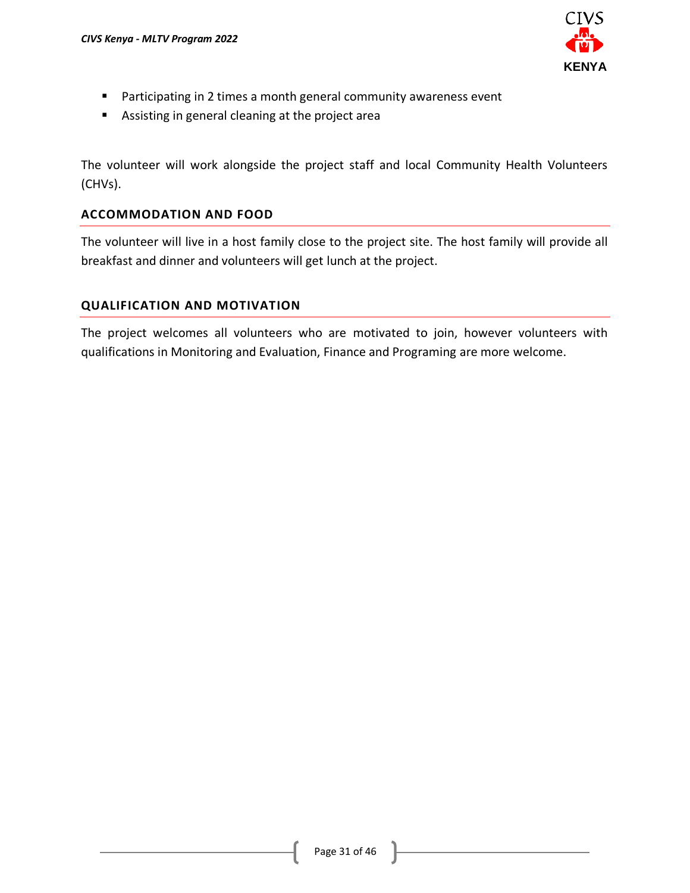- Participating in 2 times a month general community awareness event
- Assisting in general cleaning at the project area

The volunteer will work alongside the project staff and local Community Health Volunteers (CHVs).

## ACCOMMODATION AND FOOD

The volunteer will live in a host family close to the project site. The host family will provide all breakfast and dinner and volunteers will get lunch at the project.

## QUALIFICATION AND MOTIVATION

The project welcomes all volunteers who are motivated to join, however volunteers with qualifications in Monitoring and Evaluation, Finance and Programing are more welcome.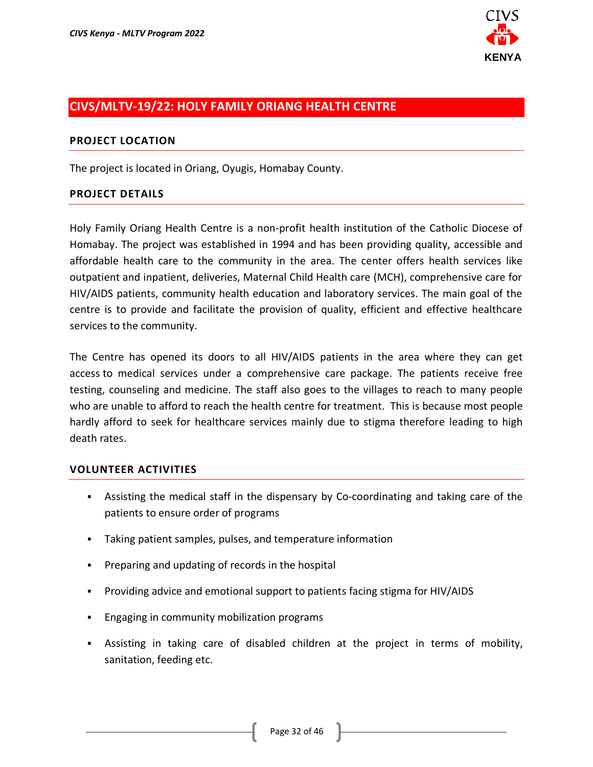## CIVS/MLTV-19/22: HOLY FAMILY ORIANG HEALTH CENTRE

### PROJECT LOCATION

The project is located in Oriang, Oyugis, Homabay County.

### PROJECT DETAILS

Holy Family Oriang Health Centre is a non-profit health institution of the Catholic Diocese of Homabay. The project was established in 1994 and has been providing quality, accessible and affordable health care to the community in the area. The center offers health services like outpatient and inpatient, deliveries, Maternal Child Health care (MCH), comprehensive care for HIV/AIDS patients, community health education and laboratory services. The main goal of the centre is to provide and facilitate the provision of quality, efficient and effective healthcare services to the community.

The Centre has opened its doors to all HIV/AIDS patients in the area where they can get access to medical services under a comprehensive care package. The patients receive free testing, counseling and medicine. The staff also goes to the villages to reach to many people who are unable to afford to reach the health centre for treatment. This is because most people hardly afford to seek for healthcare services mainly due to stigma therefore leading to high death rates.

### VOLUNTEER ACTIVITIES

- Assisting the medical staff in the dispensary by Co-coordinating and taking care of the patients to ensure order of programs
- Taking patient samples, pulses, and temperature information
- Preparing and updating of records in the hospital
- Providing advice and emotional support to patients facing stigma for HIV/AIDS
- Engaging in community mobilization programs
- Assisting in taking care of disabled children at the project in terms of mobility, sanitation, feeding etc.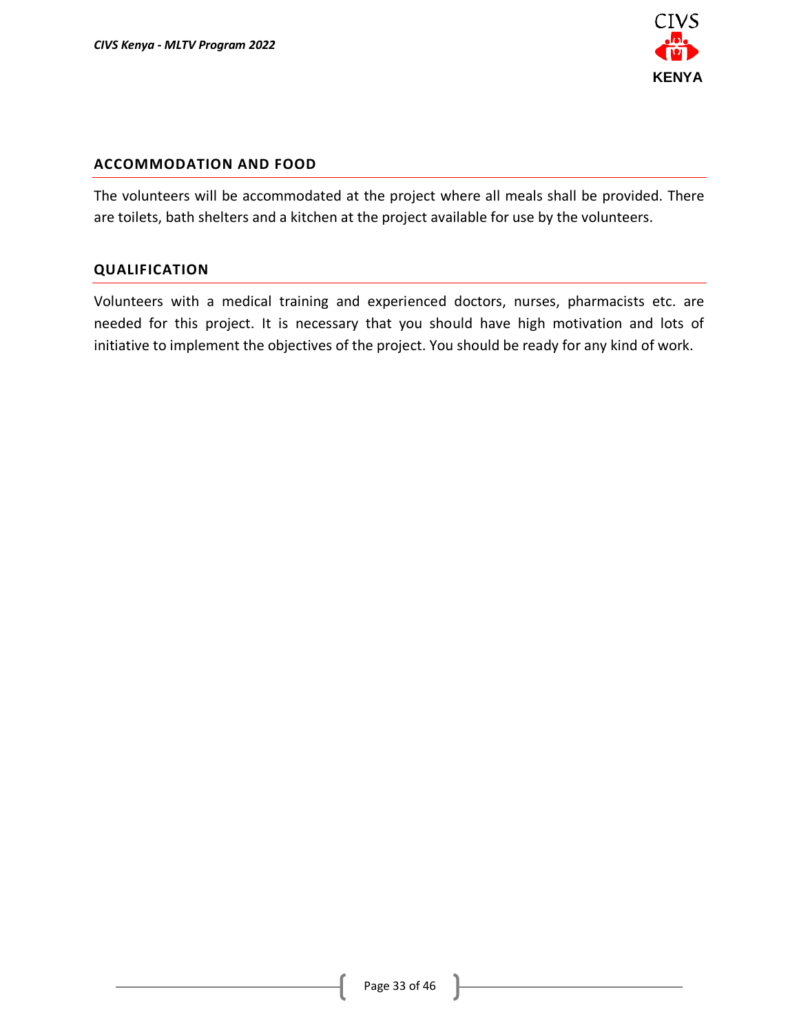## ACCOMMODATION AND FOOD

The volunteers will be accommodated at the project where all meals shall be provided. There are toilets, bath shelters and a kitchen at the project available for use by the volunteers.

## QUALIFICATION

Volunteers with a medical training and experienced doctors, nurses, pharmacists etc. are needed for this project. It is necessary that you should have high motivation and lots of initiative to implement the objectives of the project. You should be ready for any kind of work.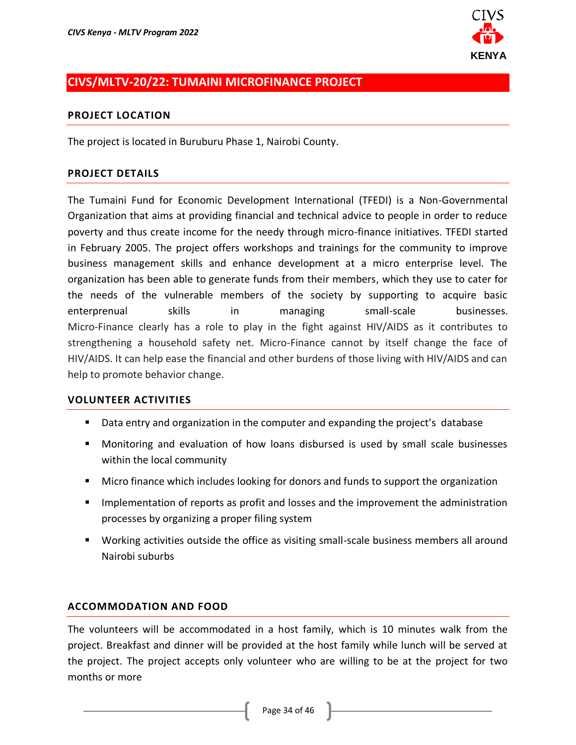## CIVS/MLTV-20/22: TUMAINI MICROFINANCE PROJECT

### PROJECT LOCATION

The project is located in Buruburu Phase 1, Nairobi County.

### PROJECT DETAILS

The Tumaini Fund for Economic Development International (TFEDI) is a Non-Governmental Organization that aims at providing financial and technical advice to people in order to reduce poverty and thus create income for the needy through micro-finance initiatives. TFEDI started in February 2005. The project offers workshops and trainings for the community to improve business management skills and enhance development at a micro enterprise level. The organization has been able to generate funds from their members, which they use to cater for the needs of the vulnerable members of the society by supporting to acquire basic enterprenual skills in managing small-scale businesses. Micro-Finance clearly has a role to play in the fight against HIV/AIDS as it contributes to strengthening a household safety net. Micro-Finance cannot by itself change the face of HIV/AIDS. It can help ease the financial and other burdens of those living with HIV/AIDS and can help to promote behavior change.

### VOLUNTEER ACTIVITIES

- Data entry and organization in the computer and expanding the project's database
- Monitoring and evaluation of how loans disbursed is used by small scale businesses within the local community
- Micro finance which includes looking for donors and funds to support the organization
- Implementation of reports as profit and losses and the improvement the administration processes by organizing a proper filing system
- Working activities outside the office as visiting small-scale business members all around Nairobi suburbs

### ACCOMMODATION AND FOOD

The volunteers will be accommodated in a host family, which is 10 minutes walk from the project. Breakfast and dinner will be provided at the host family while lunch will be served at the project. The project accepts only volunteer who are willing to be at the project for two months or more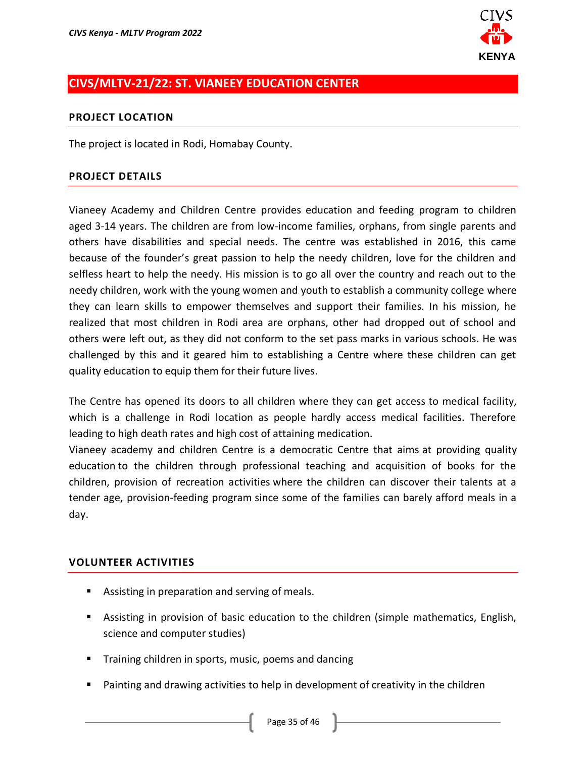## CIVS/MLTV-21/22: ST. VIANEEY EDUCATION CENTER

### PROJECT LOCATION

The project is located in Rodi, Homabay County.

### PROJECT DETAILS

Vianeey Academy and Children Centre provides education and feeding program to children aged 3-14 years. The children are from low-income families, orphans, from single parents and others have disabilities and special needs. The centre was established in 2016, this came because of the founder's great passion to help the needy children, love for the children and selfless heart to help the needy. His mission is to go all over the country and reach out to the needy children, work with the young women and youth to establish a community college where they can learn skills to empower themselves and support their families. In his mission, he realized that most children in Rodi area are orphans, other had dropped out of school and others were left out, as they did not conform to the set pass marks in various schools. He was challenged by this and it geared him to establishing a Centre where these children can get quality education to equip them for their future lives.

The Centre has opened its doors to all children where they can get access to medical facility, which is a challenge in Rodi location as people hardly access medical facilities. Therefore leading to high death rates and high cost of attaining medication.

Vianeey academy and children Centre is a democratic Centre that aims at providing quality education to the children through professional teaching and acquisition of books for the children, provision of recreation activities where the children can discover their talents at a tender age, provision-feeding program since some of the families can barely afford meals in a day.

### VOLUNTEER ACTIVITIES

- Assisting in preparation and serving of meals.
- Assisting in provision of basic education to the children (simple mathematics, English, science and computer studies)
- Training children in sports, music, poems and dancing
- Painting and drawing activities to help in development of creativity in the children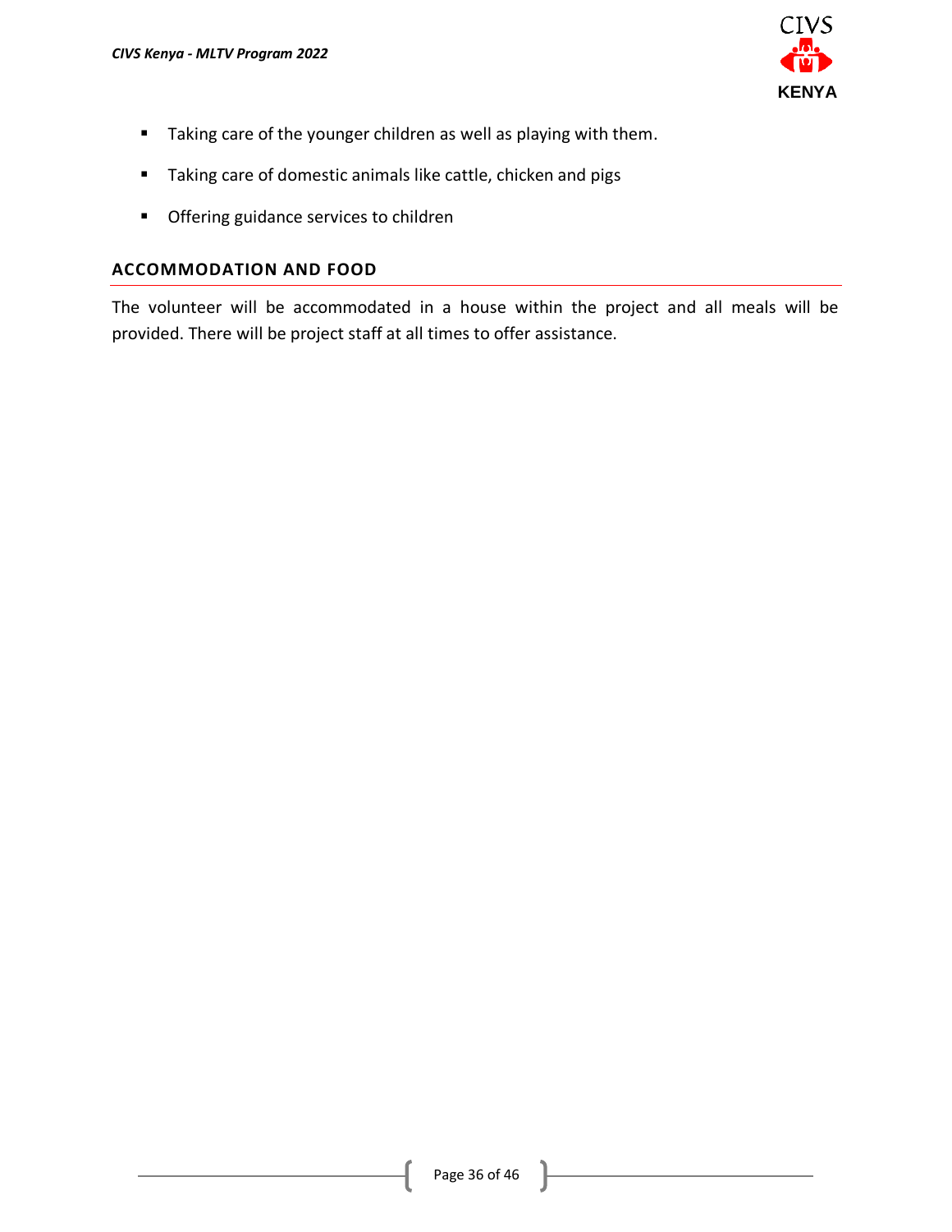- Taking care of the younger children as well as playing with them.
- Taking care of domestic animals like cattle, chicken and pigs
- Offering guidance services to children

## ACCOMMODATION AND FOOD

The volunteer will be accommodated in a house within the project and all meals will be provided. There will be project staff at all times to offer assistance.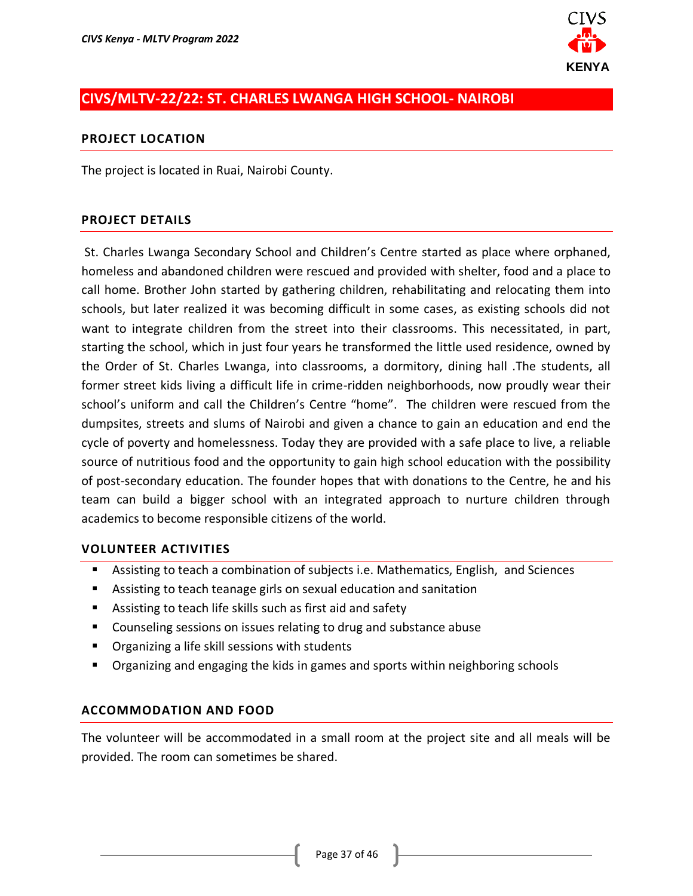## CIVS/MLTV-22/22: ST. CHARLES LWANGA HIGH SCHOOL- NAIROBI

### PROJECT LOCATION

The project is located in Ruai, Nairobi County.

### PROJECT DETAILS

St. Charles Lwanga Secondary School and Children's Centre started as place where orphaned, homeless and abandoned children were rescued and provided with shelter, food and a place to call home. Brother John started by gathering children, rehabilitating and relocating them into schools, but later realized it was becoming difficult in some cases, as existing schools did not want to integrate children from the street into their classrooms. This necessitated, in part, starting the school, which in just four years he transformed the little used residence, owned by the Order of St. Charles Lwanga, into classrooms, a dormitory, dining hall .The students, all former street kids living a difficult life in crime-ridden neighborhoods, now proudly wear their school's uniform and call the Children's Centre "home". The children were rescued from the dumpsites, streets and slums of Nairobi and given a chance to gain an education and end the cycle of poverty and homelessness. Today they are provided with a safe place to live, a reliable source of nutritious food and the opportunity to gain high school education with the possibility of post-secondary education. The founder hopes that with donations to the Centre, he and his team can build a bigger school with an integrated approach to nurture children through academics to become responsible citizens of the world.

### VOLUNTEER ACTIVITIES

- Assisting to teach a combination of subjects i.e. Mathematics, English, and Sciences
- Assisting to teach teanage girls on sexual education and sanitation
- Assisting to teach life skills such as first aid and safety
- Counseling sessions on issues relating to drug and substance abuse
- Organizing a life skill sessions with students
- Organizing and engaging the kids in games and sports within neighboring schools

### ACCOMMODATION AND FOOD

The volunteer will be accommodated in a small room at the project site and all meals will be provided. The room can sometimes be shared.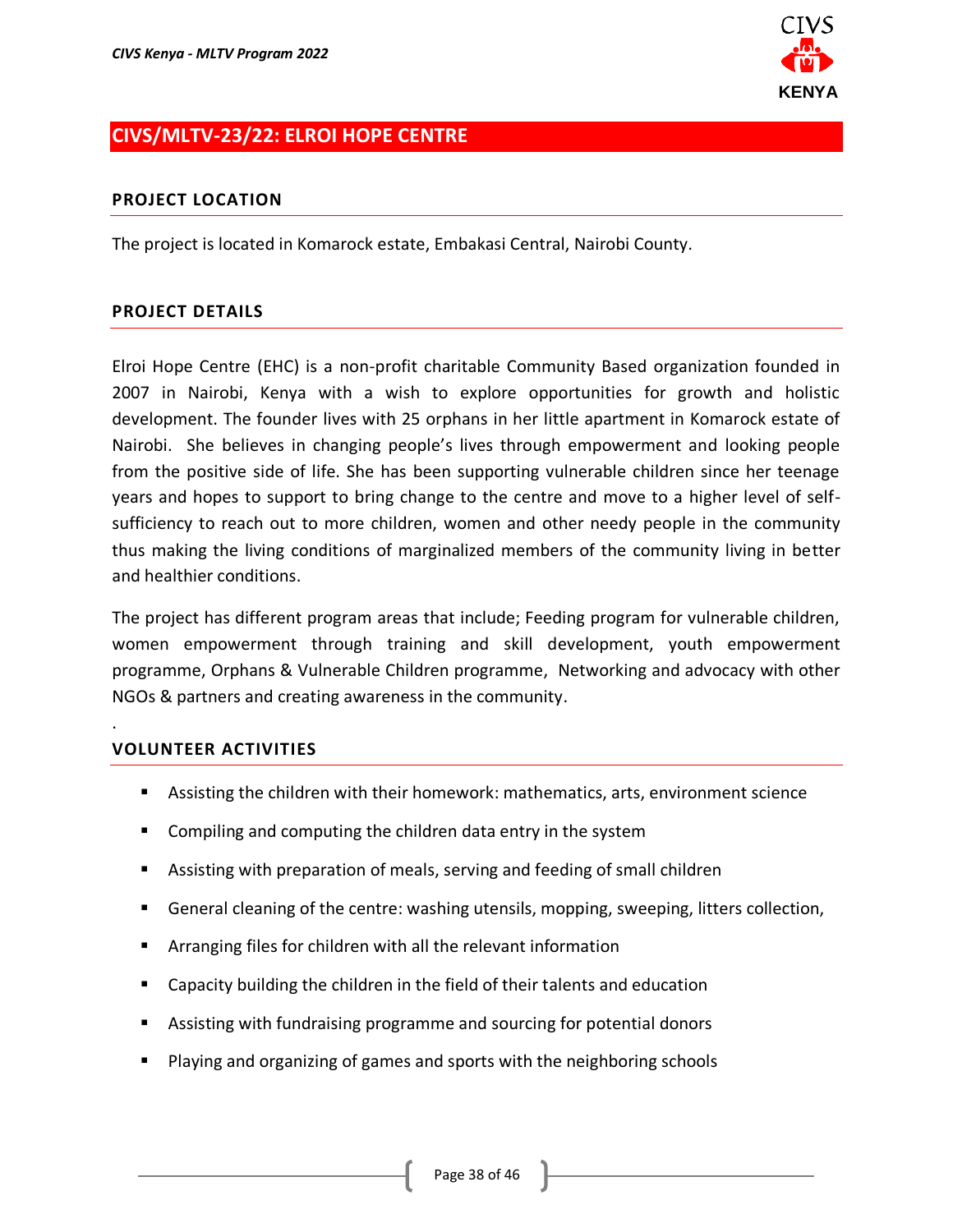## CIVS/MLTV-23/22: ELROI HOPE CENTRE

### PROJECT LOCATION

The project is located in Komarock estate, Embakasi Central, Nairobi County.

### PROJECT DETAILS

Elroi Hope Centre (EHC) is a non-profit charitable Community Based organization founded in 2007 in Nairobi, Kenya with a wish to explore opportunities for growth and holistic development. The founder lives with 25 orphans in her little apartment in Komarock estate of Nairobi. She believes in changing people's lives through empowerment and looking people from the positive side of life. She has been supporting vulnerable children since her teenage years and hopes to support to bring change to the centre and move to a higher level of self-sufficiency to reach out to more children, women and other needy people in the community thus making the living conditions of marginalized members of the community living in better and healthier conditions.

The project has different program areas that include; Feeding program for vulnerable children, women empowerment through training and skill development, youth empowerment programme, Orphans & Vulnerable Children programme, Networking and advocacy with other NGOs & partners and creating awareness in the community.

.

### VOLUNTEER ACTIVITIES

- Assisting the children with their homework: mathematics, arts, environment science
- Compiling and computing the children data entry in the system
- Assisting with preparation of meals, serving and feeding of small children
- General cleaning of the centre: washing utensils, mopping, sweeping, litters collection,
- Arranging files for children with all the relevant information
- Capacity building the children in the field of their talents and education
- Assisting with fundraising programme and sourcing for potential donors
- Playing and organizing of games and sports with the neighboring schools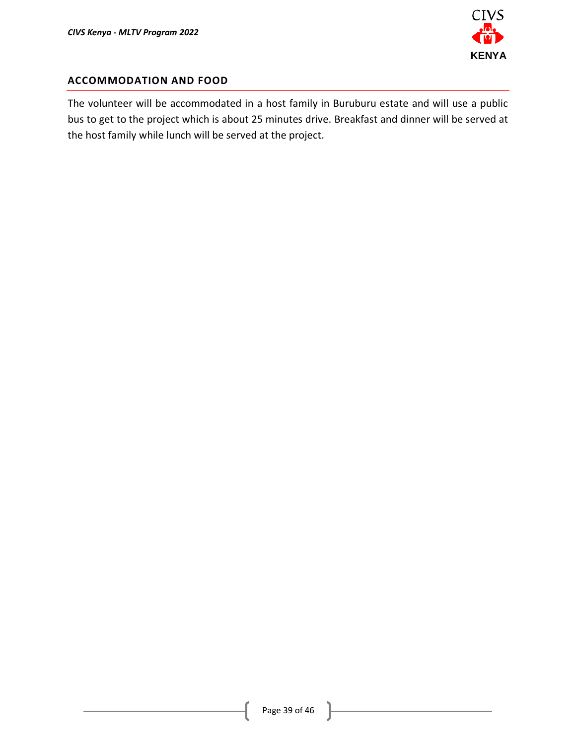## ACCOMMODATION AND FOOD

The volunteer will be accommodated in a host family in Buruburu estate and will use a public bus to get to the project which is about 25 minutes drive. Breakfast and dinner will be served at the host family while lunch will be served at the project.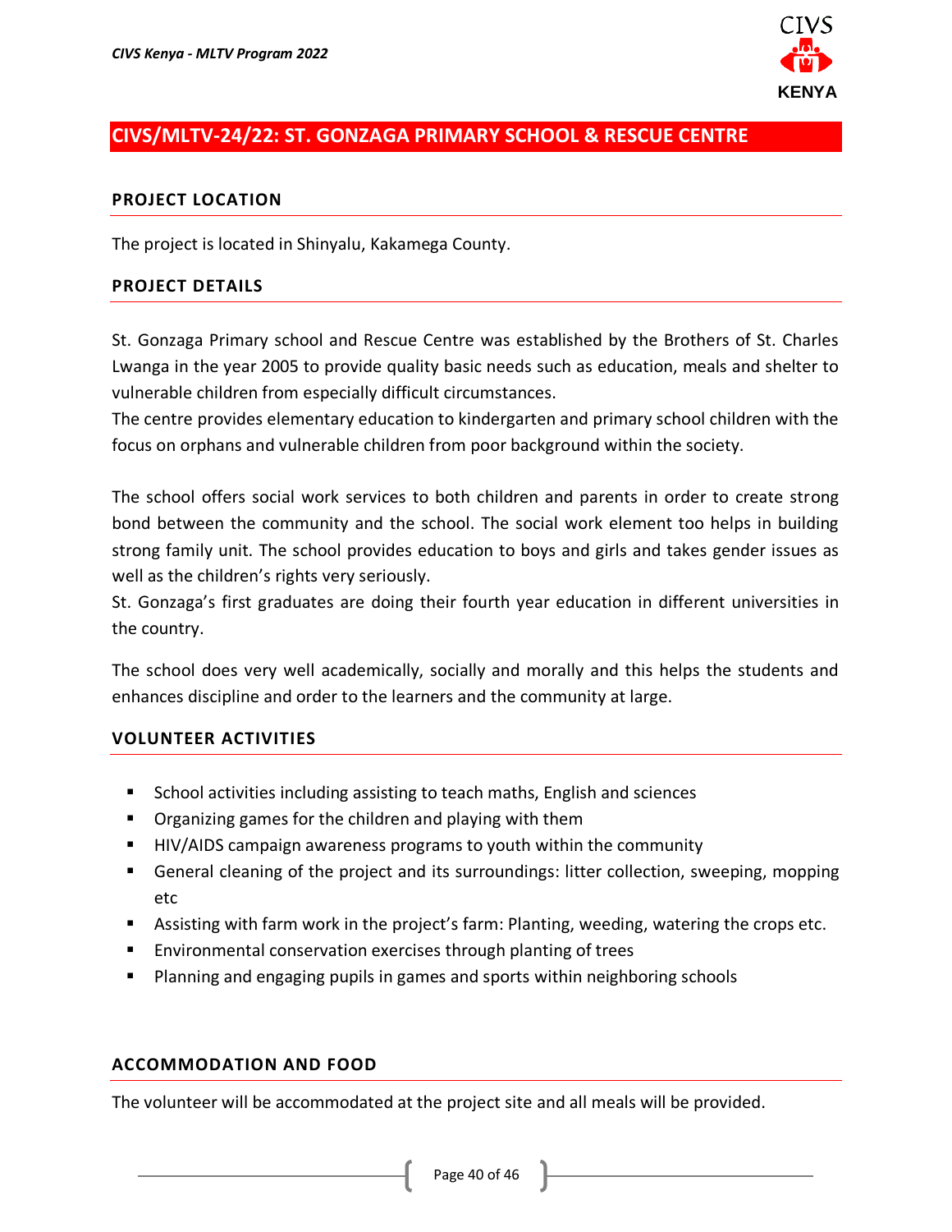## CIVS/MLTV-24/22: ST. GONZAGA PRIMARY SCHOOL & RESCUE CENTRE

### PROJECT LOCATION

The project is located in Shinyalu, Kakamega County.

### PROJECT DETAILS

St. Gonzaga Primary school and Rescue Centre was established by the Brothers of St. Charles Lwanga in the year 2005 to provide quality basic needs such as education, meals and shelter to vulnerable children from especially difficult circumstances.
The centre provides elementary education to kindergarten and primary school children with the focus on orphans and vulnerable children from poor background within the society.

The school offers social work services to both children and parents in order to create strong bond between the community and the school. The social work element too helps in building strong family unit. The school provides education to boys and girls and takes gender issues as well as the children's rights very seriously.
St. Gonzaga's first graduates are doing their fourth year education in different universities in the country.

The school does very well academically, socially and morally and this helps the students and enhances discipline and order to the learners and the community at large.

### VOLUNTEER ACTIVITIES

- School activities including assisting to teach maths, English and sciences
- Organizing games for the children and playing with them
- HIV/AIDS campaign awareness programs to youth within the community
- General cleaning of the project and its surroundings: litter collection, sweeping, mopping etc
- Assisting with farm work in the project's farm: Planting, weeding, watering the crops etc.
- Environmental conservation exercises through planting of trees
- Planning and engaging pupils in games and sports within neighboring schools

### ACCOMMODATION AND FOOD

The volunteer will be accommodated at the project site and all meals will be provided.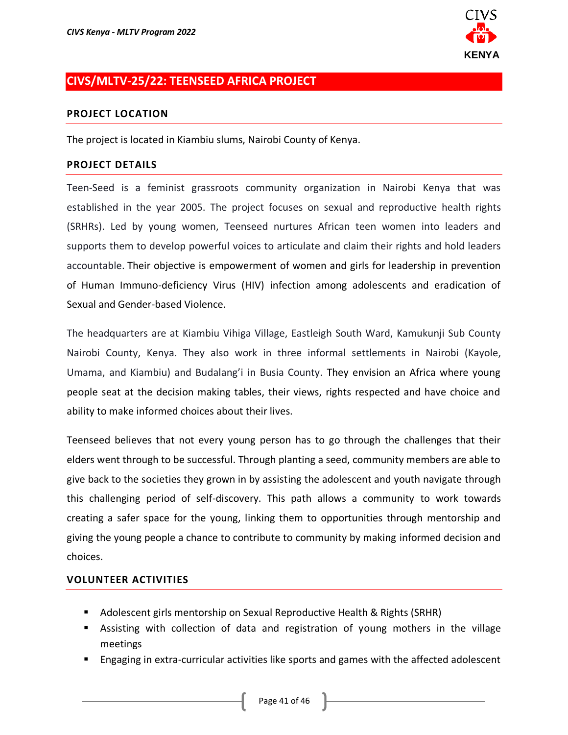## CIVS/MLTV-25/22: TEENSEED AFRICA PROJECT

### PROJECT LOCATION

The project is located in Kiambiu slums, Nairobi County of Kenya.

### PROJECT DETAILS

Teen-Seed is a feminist grassroots community organization in Nairobi Kenya that was established in the year 2005. The project focuses on sexual and reproductive health rights (SRHRs). Led by young women, Teenseed nurtures African teen women into leaders and supports them to develop powerful voices to articulate and claim their rights and hold leaders accountable. Their objective is empowerment of women and girls for leadership in prevention of Human Immuno-deficiency Virus (HIV) infection among adolescents and eradication of Sexual and Gender-based Violence.

The headquarters are at Kiambiu Vihiga Village, Eastleigh South Ward, Kamukunji Sub County Nairobi County, Kenya. They also work in three informal settlements in Nairobi (Kayole, Umama, and Kiambiu) and Budalang'i in Busia County. They envision an Africa where young people seat at the decision making tables, their views, rights respected and have choice and ability to make informed choices about their lives.

Teenseed believes that not every young person has to go through the challenges that their elders went through to be successful. Through planting a seed, community members are able to give back to the societies they grown in by assisting the adolescent and youth navigate through this challenging period of self-discovery. This path allows a community to work towards creating a safer space for the young, linking them to opportunities through mentorship and giving the young people a chance to contribute to community by making informed decision and choices.

### VOLUNTEER ACTIVITIES

- Adolescent girls mentorship on Sexual Reproductive Health & Rights (SRHR)
- Assisting with collection of data and registration of young mothers in the village meetings
- Engaging in extra-curricular activities like sports and games with the affected adolescent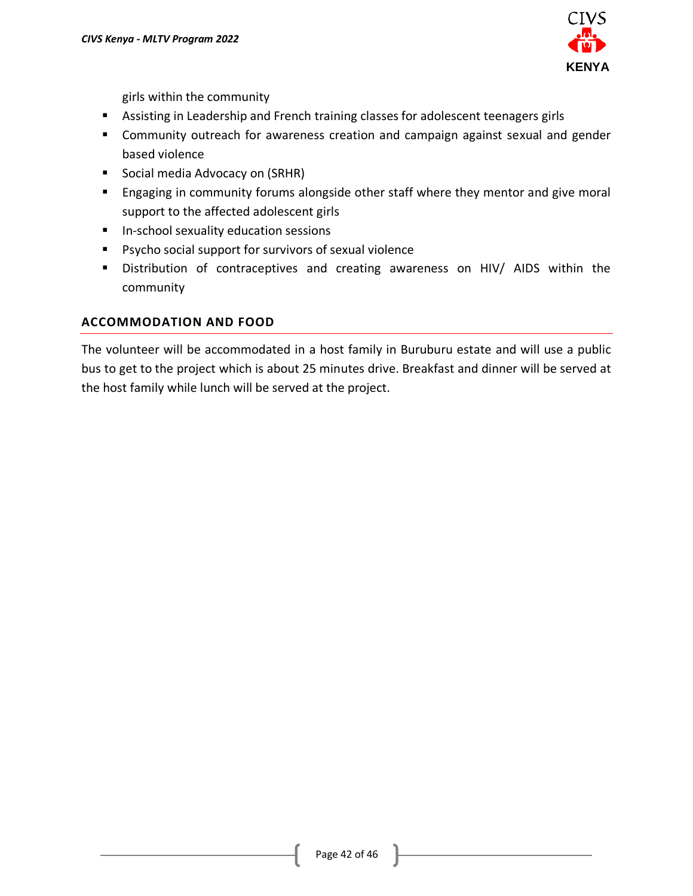girls within the community

- Assisting in Leadership and French training classes for adolescent teenagers girls
- Community outreach for awareness creation and campaign against sexual and gender based violence
- Social media Advocacy on (SRHR)
- Engaging in community forums alongside other staff where they mentor and give moral support to the affected adolescent girls
- In-school sexuality education sessions
- Psycho social support for survivors of sexual violence
- Distribution of contraceptives and creating awareness on HIV/ AIDS within the community

## ACCOMMODATION AND FOOD

The volunteer will be accommodated in a host family in Buruburu estate and will use a public bus to get to the project which is about 25 minutes drive. Breakfast and dinner will be served at the host family while lunch will be served at the project.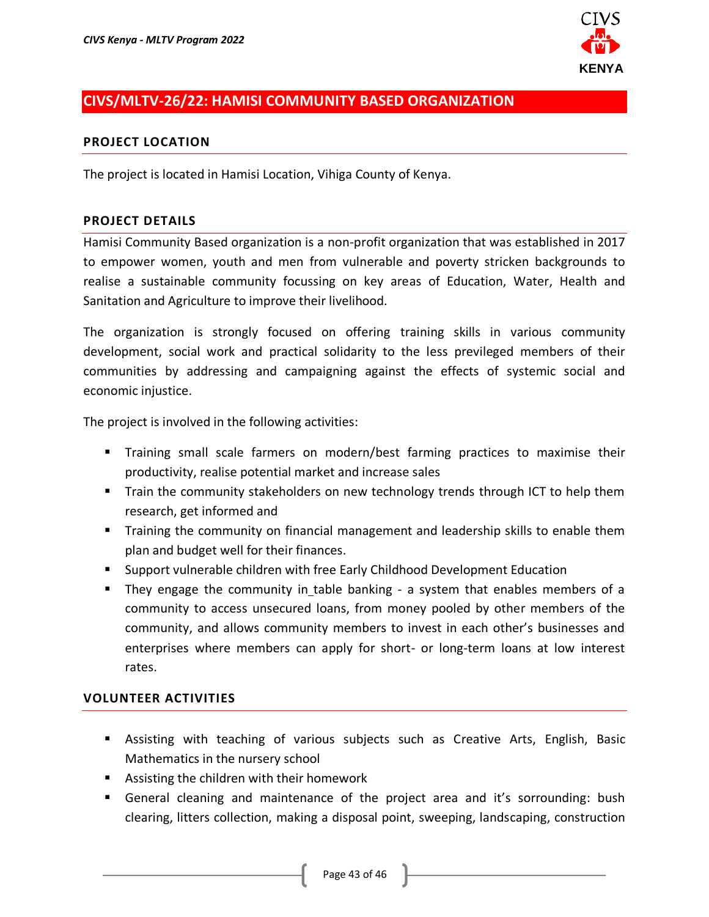## CIVS/MLTV-26/22: HAMISI COMMUNITY BASED ORGANIZATION

### PROJECT LOCATION

The project is located in Hamisi Location, Vihiga County of Kenya.

### PROJECT DETAILS

Hamisi Community Based organization is a non-profit organization that was established in 2017 to empower women, youth and men from vulnerable and poverty stricken backgrounds to realise a sustainable community focussing on key areas of Education, Water, Health and Sanitation and Agriculture to improve their livelihood.

The organization is strongly focused on offering training skills in various community development, social work and practical solidarity to the less previleged members of their communities by addressing and campaigning against the effects of systemic social and economic injustice.

The project is involved in the following activities:

- Training small scale farmers on modern/best farming practices to maximise their productivity, realise potential market and increase sales
- Train the community stakeholders on new technology trends through ICT to help them research, get informed and
- Training the community on financial management and leadership skills to enable them plan and budget well for their finances.
- Support vulnerable children with free Early Childhood Development Education
- They engage the community in_table banking - a system that enables members of a community to access unsecured loans, from money pooled by other members of the community, and allows community members to invest in each other's businesses and enterprises where members can apply for short- or long-term loans at low interest rates.

### VOLUNTEER ACTIVITIES

- Assisting with teaching of various subjects such as Creative Arts, English, Basic Mathematics in the nursery school
- Assisting the children with their homework
- General cleaning and maintenance of the project area and it's sorrounding: bush clearing, litters collection, making a disposal point, sweeping, landscaping, construction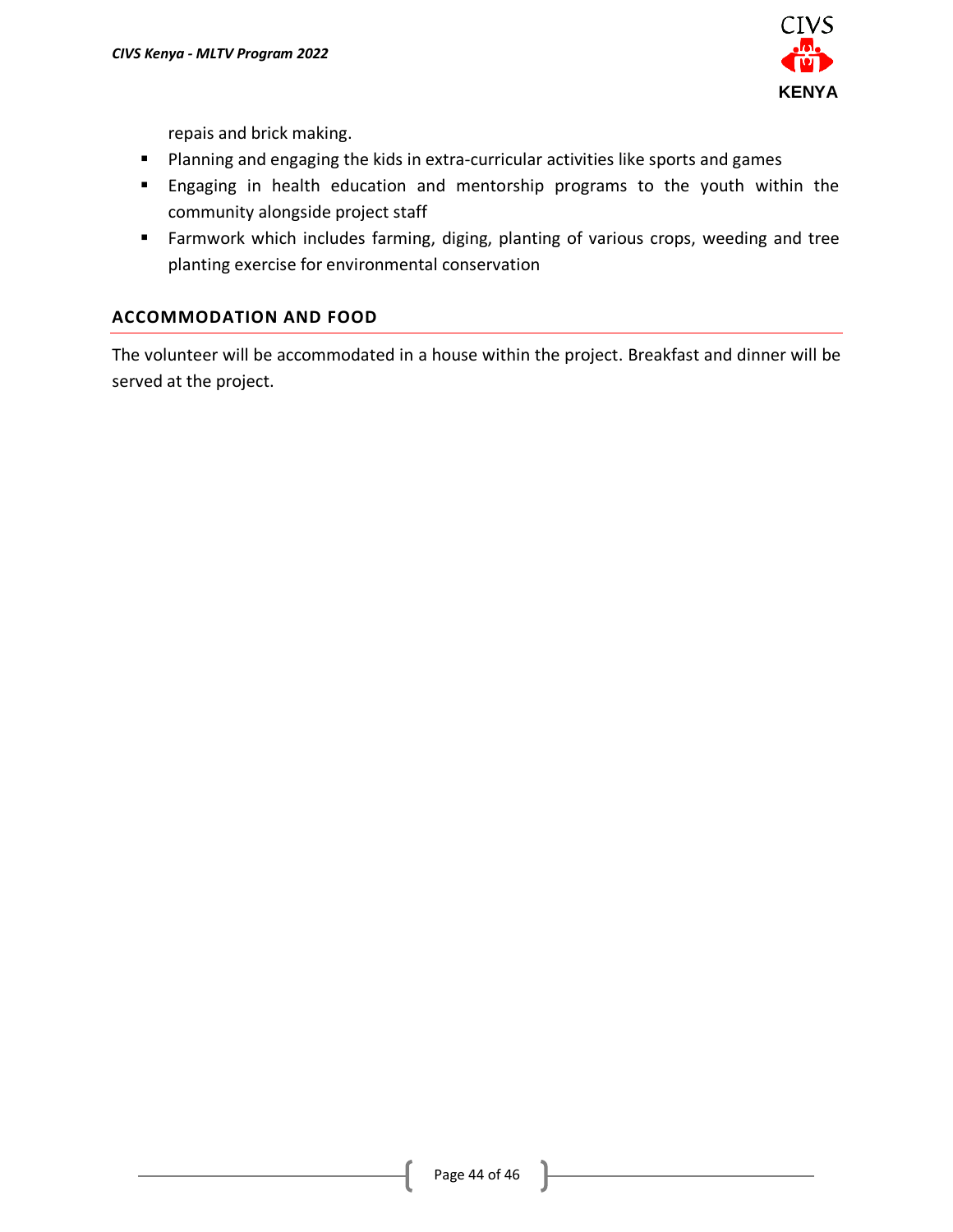repais and brick making.

- Planning and engaging the kids in extra-curricular activities like sports and games
- Engaging in health education and mentorship programs to the youth within the community alongside project staff
- Farmwork which includes farming, diging, planting of various crops, weeding and tree planting exercise for environmental conservation

## ACCOMMODATION AND FOOD

The volunteer will be accommodated in a house within the project. Breakfast and dinner will be served at the project.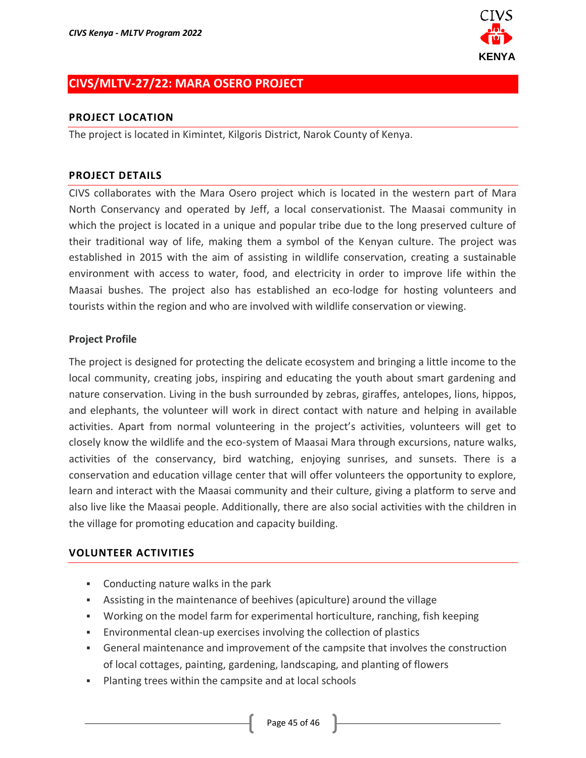## CIVS/MLTV-27/22: MARA OSERO PROJECT

### PROJECT LOCATION

The project is located in Kimintet, Kilgoris District, Narok County of Kenya.

### PROJECT DETAILS

CIVS collaborates with the Mara Osero project which is located in the western part of Mara North Conservancy and operated by Jeff, a local conservationist. The Maasai community in which the project is located in a unique and popular tribe due to the long preserved culture of their traditional way of life, making them a symbol of the Kenyan culture. The project was established in 2015 with the aim of assisting in wildlife conservation, creating a sustainable environment with access to water, food, and electricity in order to improve life within the Maasai bushes. The project also has established an eco-lodge for hosting volunteers and tourists within the region and who are involved with wildlife conservation or viewing.

**Project Profile**

The project is designed for protecting the delicate ecosystem and bringing a little income to the local community, creating jobs, inspiring and educating the youth about smart gardening and nature conservation. Living in the bush surrounded by zebras, giraffes, antelopes, lions, hippos, and elephants, the volunteer will work in direct contact with nature and helping in available activities. Apart from normal volunteering in the project's activities, volunteers will get to closely know the wildlife and the eco-system of Maasai Mara through excursions, nature walks, activities of the conservancy, bird watching, enjoying sunrises, and sunsets. There is a conservation and education village center that will offer volunteers the opportunity to explore, learn and interact with the Maasai community and their culture, giving a platform to serve and also live like the Maasai people. Additionally, there are also social activities with the children in the village for promoting education and capacity building.

### VOLUNTEER ACTIVITIES

- Conducting nature walks in the park
- Assisting in the maintenance of beehives (apiculture) around the village
- Working on the model farm for experimental horticulture, ranching, fish keeping
- Environmental clean-up exercises involving the collection of plastics
- General maintenance and improvement of the campsite that involves the construction of local cottages, painting, gardening, landscaping, and planting of flowers
- Planting trees within the campsite and at local schools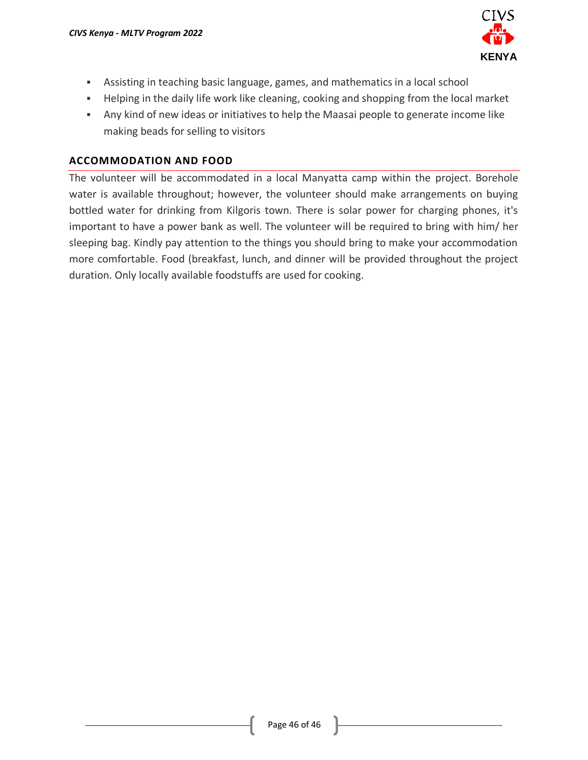- Assisting in teaching basic language, games, and mathematics in a local school
- Helping in the daily life work like cleaning, cooking and shopping from the local market
- Any kind of new ideas or initiatives to help the Maasai people to generate income like making beads for selling to visitors

## ACCOMMODATION AND FOOD

The volunteer will be accommodated in a local Manyatta camp within the project. Borehole water is available throughout; however, the volunteer should make arrangements on buying bottled water for drinking from Kilgoris town. There is solar power for charging phones, it's important to have a power bank as well. The volunteer will be required to bring with him/ her sleeping bag. Kindly pay attention to the things you should bring to make your accommodation more comfortable. Food (breakfast, lunch, and dinner will be provided throughout the project duration. Only locally available foodstuffs are used for cooking.